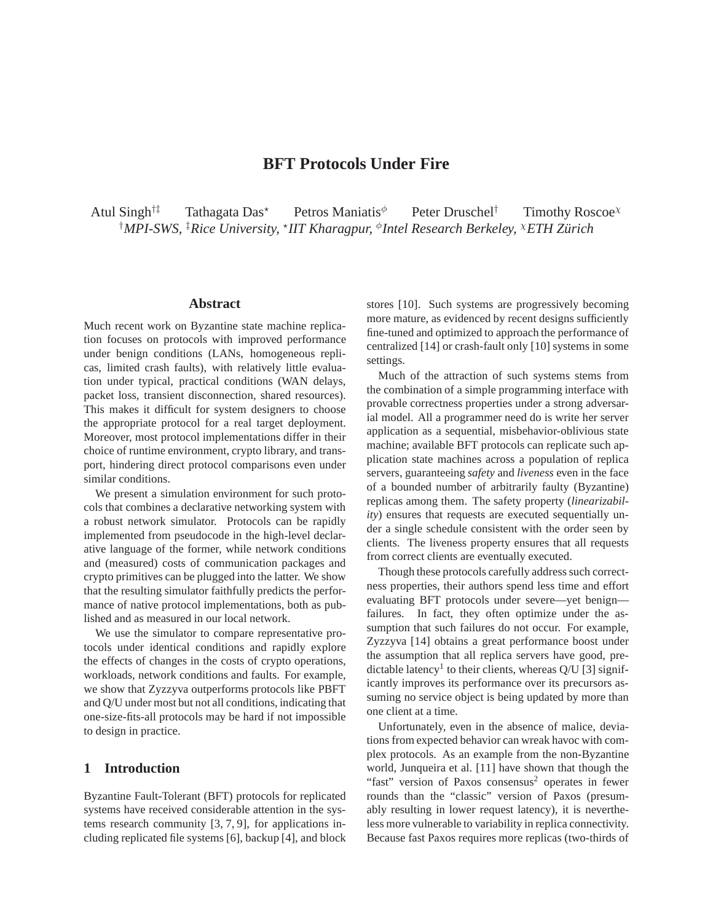# BFT Protocols Under Fire

Atul Singh[†‡] Tathagata Das[⋆] Petros Maniatis[φ] Peter Druschel[†] Timothy Roscoe[χ]

[†]*MPI-SWS,* [‡]*Rice University,* [⋆]*IIT Kharagpur,* [φ]*Intel Research Berkeley,* [χ]*ETH Zürich*

## Abstract

Much recent work on Byzantine state machine replication focuses on protocols with improved performance under benign conditions (LANs, homogeneous replicas, limited crash faults), with relatively little evaluation under typical, practical conditions (WAN delays, packet loss, transient disconnection, shared resources). This makes it difficult for system designers to choose the appropriate protocol for a real target deployment. Moreover, most protocol implementations differ in their choice of runtime environment, crypto library, and transport, hindering direct protocol comparisons even under similar conditions.

We present a simulation environment for such protocols that combines a declarative networking system with a robust network simulator. Protocols can be rapidly implemented from pseudocode in the high-level declarative language of the former, while network conditions and (measured) costs of communication packages and crypto primitives can be plugged into the latter. We show that the resulting simulator faithfully predicts the performance of native protocol implementations, both as published and as measured in our local network.

We use the simulator to compare representative protocols under identical conditions and rapidly explore the effects of changes in the costs of crypto operations, workloads, network conditions and faults. For example, we show that Zyzzyva outperforms protocols like PBFT and Q/U under most but not all conditions, indicating that one-size-fits-all protocols may be hard if not impossible to design in practice.

## 1 Introduction

Byzantine Fault-Tolerant (BFT) protocols for replicated systems have received considerable attention in the systems research community [3, 7, 9], for applications including replicated file systems [6], backup [4], and block stores [10]. Such systems are progressively becoming more mature, as evidenced by recent designs sufficiently fine-tuned and optimized to approach the performance of centralized [14] or crash-fault only [10] systems in some settings.

Much of the attraction of such systems stems from the combination of a simple programming interface with provable correctness properties under a strong adversarial model. All a programmer need do is write her server application as a sequential, misbehavior-oblivious state machine; available BFT protocols can replicate such application state machines across a population of replica servers, guaranteeing *safety* and *liveness* even in the face of a bounded number of arbitrarily faulty (Byzantine) replicas among them. The safety property (*linearizability*) ensures that requests are executed sequentially under a single schedule consistent with the order seen by clients. The liveness property ensures that all requests from correct clients are eventually executed.

Though these protocols carefully address such correctness properties, their authors spend less time and effort evaluating BFT protocols under severe—yet benign—failures. In fact, they often optimize under the assumption that such failures do not occur. For example, Zyzzyva [14] obtains a great performance boost under the assumption that all replica servers have good, predictable latency[1] to their clients, whereas Q/U [3] significantly improves its performance over its precursors assuming no service object is being updated by more than one client at a time.

Unfortunately, even in the absence of malice, deviations from expected behavior can wreak havoc with complex protocols. As an example from the non-Byzantine world, Junqueira et al. [11] have shown that though the "fast" version of Paxos consensus[2] operates in fewer rounds than the "classic" version of Paxos (presumably resulting in lower request latency), it is nevertheless more vulnerable to variability in replica connectivity. Because fast Paxos requires more replicas (two-thirds of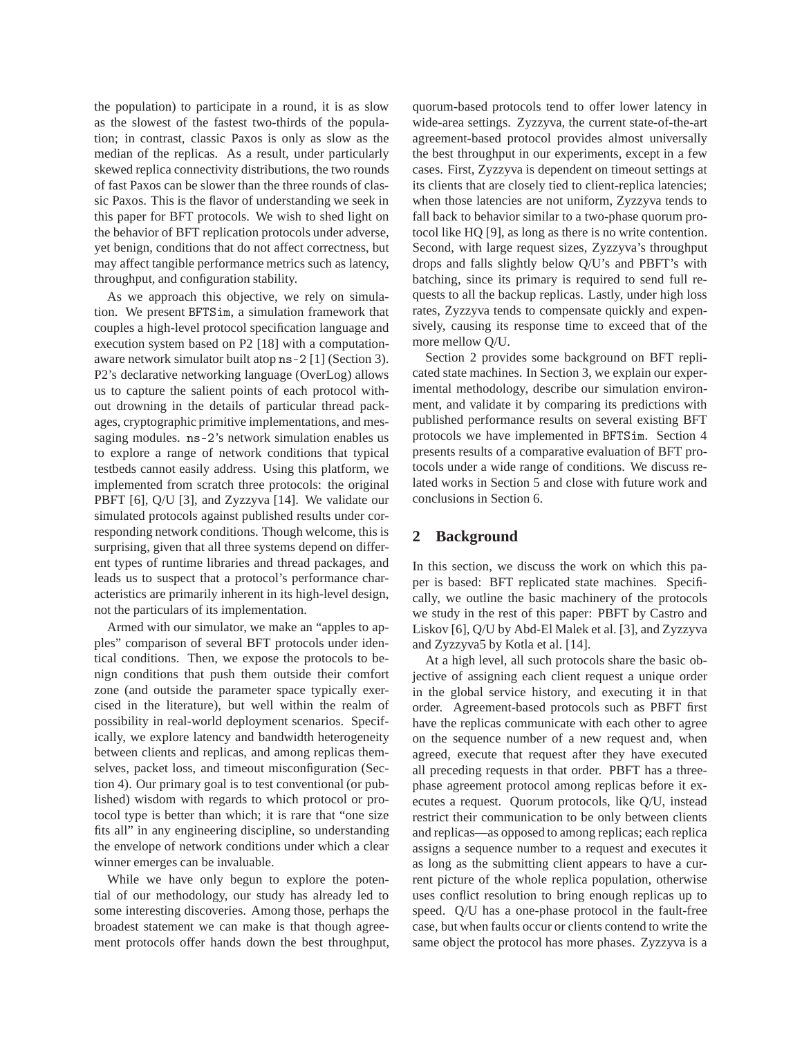the population) to participate in a round, it is as slow as the slowest of the fastest two-thirds of the population; in contrast, classic Paxos is only as slow as the median of the replicas. As a result, under particularly skewed replica connectivity distributions, the two rounds of fast Paxos can be slower than the three rounds of classic Paxos. This is the flavor of understanding we seek in this paper for BFT protocols. We wish to shed light on the behavior of BFT replication protocols under adverse, yet benign, conditions that do not affect correctness, but may affect tangible performance metrics such as latency, throughput, and configuration stability.

As we approach this objective, we rely on simulation. We present BFTSim, a simulation framework that couples a high-level protocol specification language and execution system based on P2 [18] with a computation-aware network simulator built atop ns-2 [1] (Section 3). P2's declarative networking language (OverLog) allows us to capture the salient points of each protocol without drowning in the details of particular thread packages, cryptographic primitive implementations, and messaging modules. ns-2's network simulation enables us to explore a range of network conditions that typical testbeds cannot easily address. Using this platform, we implemented from scratch three protocols: the original PBFT [6], Q/U [3], and Zyzzyva [14]. We validate our simulated protocols against published results under corresponding network conditions. Though welcome, this is surprising, given that all three systems depend on different types of runtime libraries and thread packages, and leads us to suspect that a protocol's performance characteristics are primarily inherent in its high-level design, not the particulars of its implementation.

Armed with our simulator, we make an "apples to apples" comparison of several BFT protocols under identical conditions. Then, we expose the protocols to benign conditions that push them outside their comfort zone (and outside the parameter space typically exercised in the literature), but well within the realm of possibility in real-world deployment scenarios. Specifically, we explore latency and bandwidth heterogeneity between clients and replicas, and among replicas themselves, packet loss, and timeout misconfiguration (Section 4). Our primary goal is to test conventional (or published) wisdom with regards to which protocol or protocol type is better than which; it is rare that "one size fits all" in any engineering discipline, so understanding the envelope of network conditions under which a clear winner emerges can be invaluable.

While we have only begun to explore the potential of our methodology, our study has already led to some interesting discoveries. Among those, perhaps the broadest statement we can make is that though agreement protocols offer hands down the best throughput, quorum-based protocols tend to offer lower latency in wide-area settings. Zyzzyva, the current state-of-the-art agreement-based protocol provides almost universally the best throughput in our experiments, except in a few cases. First, Zyzzyva is dependent on timeout settings at its clients that are closely tied to client-replica latencies; when those latencies are not uniform, Zyzzyva tends to fall back to behavior similar to a two-phase quorum protocol like HQ [9], as long as there is no write contention. Second, with large request sizes, Zyzzyva's throughput drops and falls slightly below Q/U's and PBFT's with batching, since its primary is required to send full requests to all the backup replicas. Lastly, under high loss rates, Zyzzyva tends to compensate quickly and expensively, causing its response time to exceed that of the more mellow Q/U.

Section 2 provides some background on BFT replicated state machines. In Section 3, we explain our experimental methodology, describe our simulation environment, and validate it by comparing its predictions with published performance results on several existing BFT protocols we have implemented in BFTSim. Section 4 presents results of a comparative evaluation of BFT protocols under a wide range of conditions. We discuss related works in Section 5 and close with future work and conclusions in Section 6.

## 2 Background

In this section, we discuss the work on which this paper is based: BFT replicated state machines. Specifically, we outline the basic machinery of the protocols we study in the rest of this paper: PBFT by Castro and Liskov [6], Q/U by Abd-El Malek et al. [3], and Zyzzyva and Zyzzyva5 by Kotla et al. [14].

At a high level, all such protocols share the basic objective of assigning each client request a unique order in the global service history, and executing it in that order. Agreement-based protocols such as PBFT first have the replicas communicate with each other to agree on the sequence number of a new request and, when agreed, execute that request after they have executed all preceding requests in that order. PBFT has a three-phase agreement protocol among replicas before it executes a request. Quorum protocols, like Q/U, instead restrict their communication to be only between clients and replicas—as opposed to among replicas; each replica assigns a sequence number to a request and executes it as long as the submitting client appears to have a current picture of the whole replica population, otherwise uses conflict resolution to bring enough replicas up to speed. Q/U has a one-phase protocol in the fault-free case, but when faults occur or clients contend to write the same object the protocol has more phases. Zyzzyva is a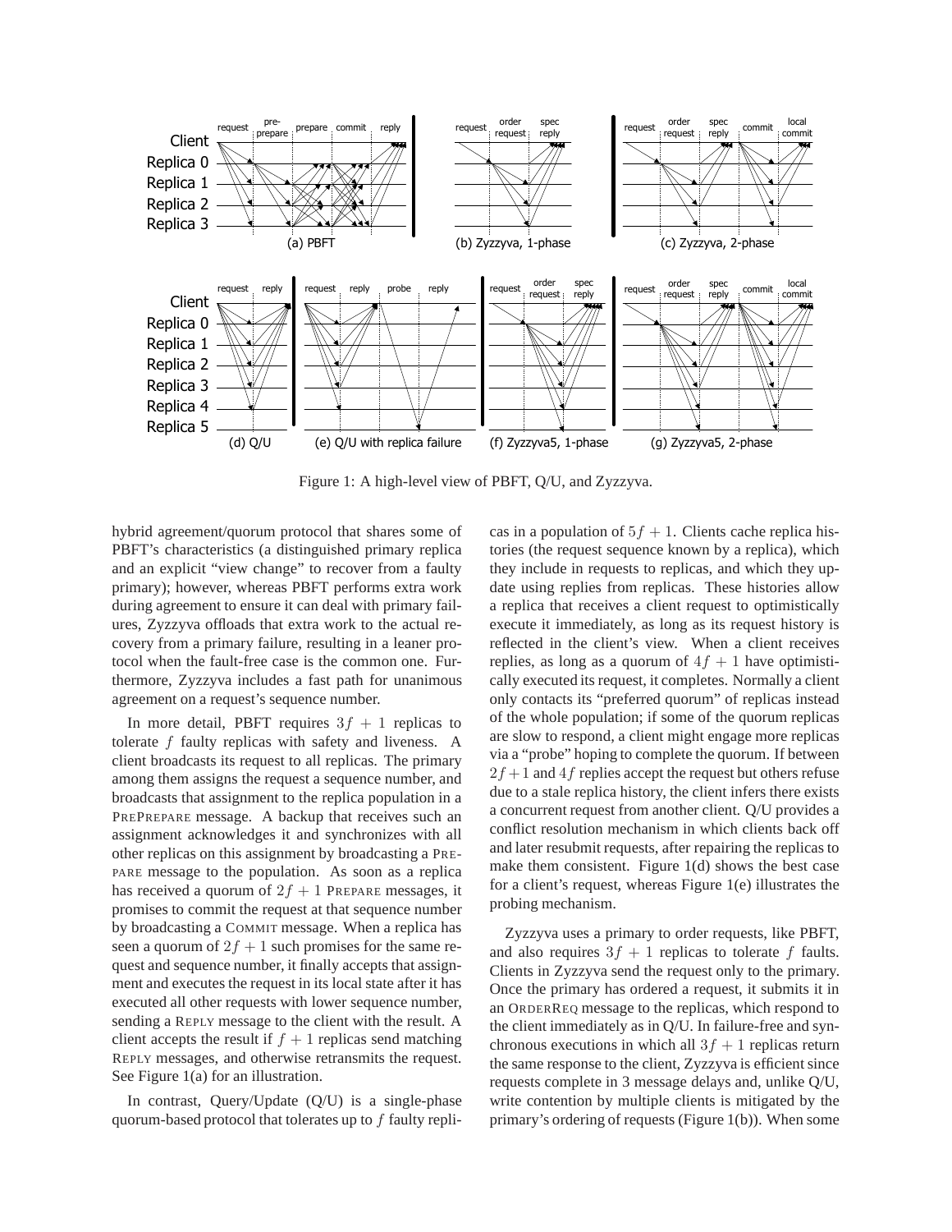Figure 1: A high-level view of PBFT, Q/U, and Zyzzyva.

hybrid agreement/quorum protocol that shares some of PBFT's characteristics (a distinguished primary replica and an explicit "view change" to recover from a faulty primary); however, whereas PBFT performs extra work during agreement to ensure it can deal with primary failures, Zyzzyva offloads that extra work to the actual recovery from a primary failure, resulting in a leaner protocol when the fault-free case is the common one. Furthermore, Zyzzyva includes a fast path for unanimous agreement on a request's sequence number.

In more detail, PBFT requires $3f + 1$ replicas to tolerate $f$ faulty replicas with safety and liveness. A client broadcasts its request to all replicas. The primary among them assigns the request a sequence number, and broadcasts that assignment to the replica population in a PREPREPARE message. A backup that receives such an assignment acknowledges it and synchronizes with all other replicas on this assignment by broadcasting a PREPARE message to the population. As soon as a replica has received a quorum of $2f + 1$ PREPARE messages, it promises to commit the request at that sequence number by broadcasting a COMMIT message. When a replica has seen a quorum of $2f + 1$ such promises for the same request and sequence number, it finally accepts that assignment and executes the request in its local state after it has executed all other requests with lower sequence number, sending a REPLY message to the client with the result. A client accepts the result if $f + 1$ replicas send matching REPLY messages, and otherwise retransmits the request. See Figure 1(a) for an illustration.

In contrast, Query/Update (Q/U) is a single-phase quorum-based protocol that tolerates up to $f$ faulty replicas in a population of $5f + 1$. Clients cache replica histories (the request sequence known by a replica), which they include in requests to replicas, and which they update using replies from replicas. These histories allow a replica that receives a client request to optimistically execute it immediately, as long as its request history is reflected in the client's view. When a client receives replies, as long as a quorum of $4f + 1$ have optimistically executed its request, it completes. Normally a client only contacts its "preferred quorum" of replicas instead of the whole population; if some of the quorum replicas are slow to respond, a client might engage more replicas via a "probe" hoping to complete the quorum. If between $2f + 1$ and $4f$ replies accept the request but others refuse due to a stale replica history, the client infers there exists a concurrent request from another client. Q/U provides a conflict resolution mechanism in which clients back off and later resubmit requests, after repairing the replicas to make them consistent. Figure 1(d) shows the best case for a client's request, whereas Figure 1(e) illustrates the probing mechanism.

Zyzzyva uses a primary to order requests, like PBFT, and also requires $3f + 1$ replicas to tolerate $f$ faults. Clients in Zyzzyva send the request only to the primary. Once the primary has ordered a request, it submits it in an ORDERREQ message to the replicas, which respond to the client immediately as in Q/U. In failure-free and synchronous executions in which all $3f + 1$ replicas return the same response to the client, Zyzzyva is efficient since requests complete in 3 message delays and, unlike Q/U, write contention by multiple clients is mitigated by the primary's ordering of requests (Figure 1(b)). When some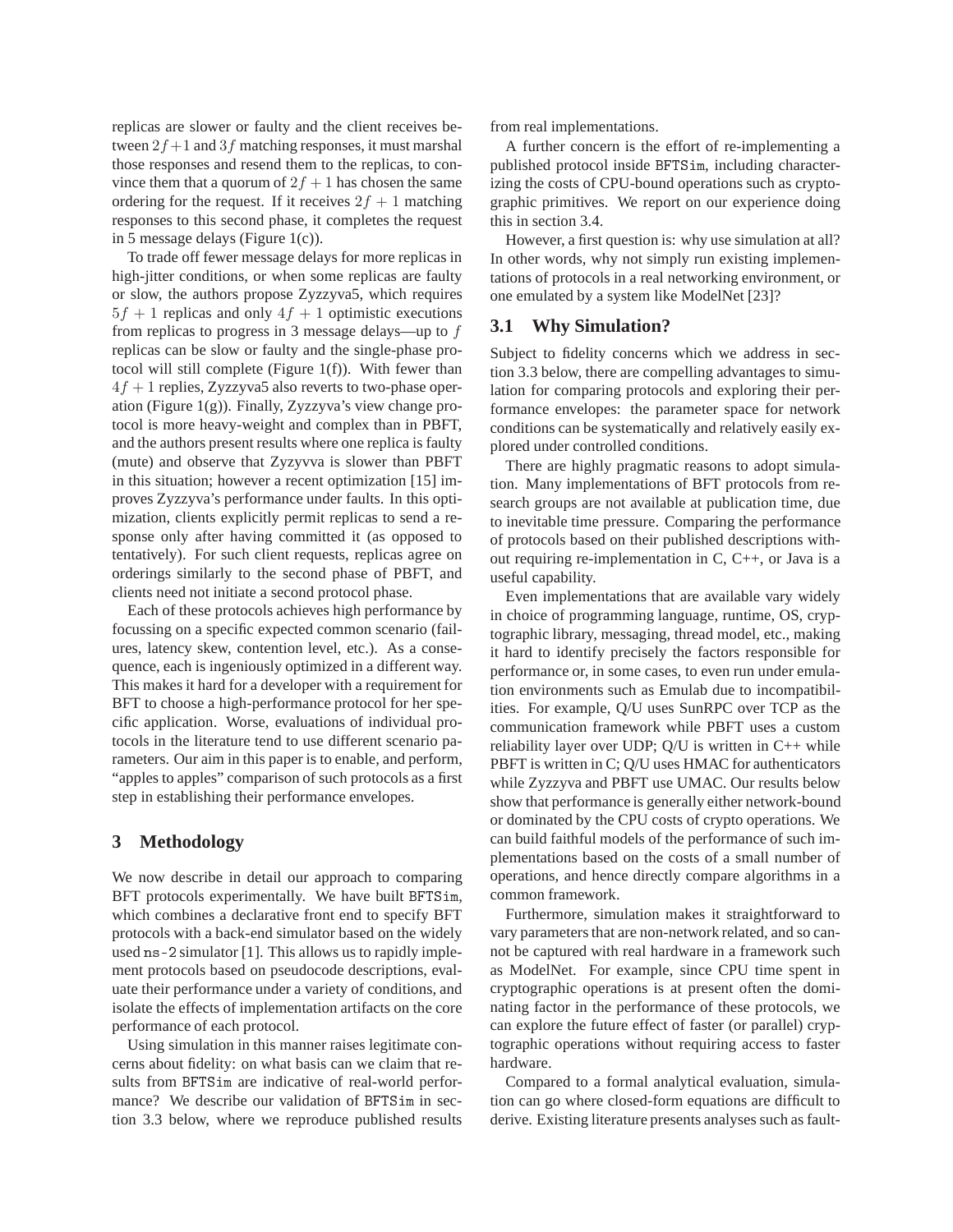replicas are slower or faulty and the client receives between $2f+1$ and $3f$ matching responses, it must marshal those responses and resend them to the replicas, to convince them that a quorum of $2f+1$ has chosen the same ordering for the request. If it receives $2f+1$ matching responses to this second phase, it completes the request in 5 message delays (Figure 1(c)).

To trade off fewer message delays for more replicas in high-jitter conditions, or when some replicas are faulty or slow, the authors propose Zyzzyva5, which requires $5f+1$ replicas and only $4f+1$ optimistic executions from replicas to progress in 3 message delays—up to $f$ replicas can be slow or faulty and the single-phase protocol will still complete (Figure 1(f)). With fewer than $4f+1$ replies, Zyzzyva5 also reverts to two-phase operation (Figure 1(g)). Finally, Zyzzyva's view change protocol is more heavy-weight and complex than in PBFT, and the authors present results where one replica is faulty (mute) and observe that Zyzyvva is slower than PBFT in this situation; however a recent optimization [15] improves Zyzzyva's performance under faults. In this optimization, clients explicitly permit replicas to send a response only after having committed it (as opposed to tentatively). For such client requests, replicas agree on orderings similarly to the second phase of PBFT, and clients need not initiate a second protocol phase.

Each of these protocols achieves high performance by focussing on a specific expected common scenario (failures, latency skew, contention level, etc.). As a consequence, each is ingeniously optimized in a different way. This makes it hard for a developer with a requirement for BFT to choose a high-performance protocol for her specific application. Worse, evaluations of individual protocols in the literature tend to use different scenario parameters. Our aim in this paper is to enable, and perform, "apples to apples" comparison of such protocols as a first step in establishing their performance envelopes.

## 3 Methodology

We now describe in detail our approach to comparing BFT protocols experimentally. We have built BFTSim, which combines a declarative front end to specify BFT protocols with a back-end simulator based on the widely used ns-2 simulator [1]. This allows us to rapidly implement protocols based on pseudocode descriptions, evaluate their performance under a variety of conditions, and isolate the effects of implementation artifacts on the core performance of each protocol.

Using simulation in this manner raises legitimate concerns about fidelity: on what basis can we claim that results from BFTSim are indicative of real-world performance? We describe our validation of BFTSim in section 3.3 below, where we reproduce published results from real implementations.

A further concern is the effort of re-implementing a published protocol inside BFTSim, including characterizing the costs of CPU-bound operations such as cryptographic primitives. We report on our experience doing this in section 3.4.

However, a first question is: why use simulation at all? In other words, why not simply run existing implementations of protocols in a real networking environment, or one emulated by a system like ModelNet [23]?

### 3.1 Why Simulation?

Subject to fidelity concerns which we address in section 3.3 below, there are compelling advantages to simulation for comparing protocols and exploring their performance envelopes: the parameter space for network conditions can be systematically and relatively easily explored under controlled conditions.

There are highly pragmatic reasons to adopt simulation. Many implementations of BFT protocols from research groups are not available at publication time, due to inevitable time pressure. Comparing the performance of protocols based on their published descriptions without requiring re-implementation in C, C++, or Java is a useful capability.

Even implementations that are available vary widely in choice of programming language, runtime, OS, cryptographic library, messaging, thread model, etc., making it hard to identify precisely the factors responsible for performance or, in some cases, to even run under emulation environments such as Emulab due to incompatibilities. For example, Q/U uses SunRPC over TCP as the communication framework while PBFT uses a custom reliability layer over UDP; Q/U is written in C++ while PBFT is written in C; Q/U uses HMAC for authenticators while Zyzzyva and PBFT use UMAC. Our results below show that performance is generally either network-bound or dominated by the CPU costs of crypto operations. We can build faithful models of the performance of such implementations based on the costs of a small number of operations, and hence directly compare algorithms in a common framework.

Furthermore, simulation makes it straightforward to vary parameters that are non-network related, and so cannot be captured with real hardware in a framework such as ModelNet. For example, since CPU time spent in cryptographic operations is at present often the dominating factor in the performance of these protocols, we can explore the future effect of faster (or parallel) cryptographic operations without requiring access to faster hardware.

Compared to a formal analytical evaluation, simulation can go where closed-form equations are difficult to derive. Existing literature presents analyses such as fault-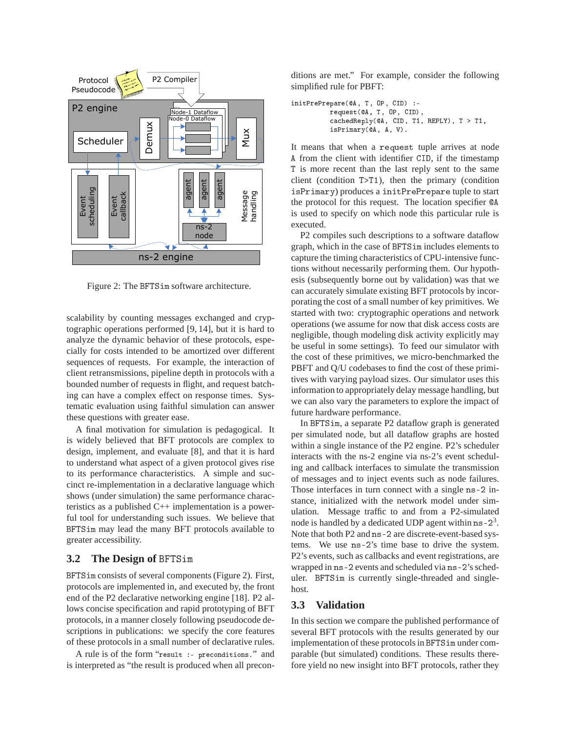Figure 2: The BFTSim software architecture.

scalability by counting messages exchanged and cryptographic operations performed [9, 14], but it is hard to analyze the dynamic behavior of these protocols, especially for costs intended to be amortized over different sequences of requests. For example, the interaction of client retransmissions, pipeline depth in protocols with a bounded number of requests in flight, and request batching can have a complex effect on response times. Systematic evaluation using faithful simulation can answer these questions with greater ease.

A final motivation for simulation is pedagogical. It is widely believed that BFT protocols are complex to design, implement, and evaluate [8], and that it is hard to understand what aspect of a given protocol gives rise to its performance characteristics. A simple and succinct re-implementation in a declarative language which shows (under simulation) the same performance characteristics as a published C++ implementation is a powerful tool for understanding such issues. We believe that BFTSim may lead the many BFT protocols available to greater accessibility.

### 3.2 The Design of BFTSim

BFTSim consists of several components (Figure 2). First, protocols are implemented in, and executed by, the front end of the P2 declarative networking engine [18]. P2 allows concise specification and rapid prototyping of BFT protocols, in a manner closely following pseudocode descriptions in publications: we specify the core features of these protocols in a small number of declarative rules.

A rule is of the form "`result :- preconditions.`" and is interpreted as "the result is produced when all preconditions are met." For example, consider the following simplified rule for PBFT:

```
initPrePrepare(@A, T, OP, CID) :-
        request(@A, T, OP, CID),
        cachedReply(@A, CID, T1, REPLY), T > T1,
        isPrimary(@A, A, V).
```

It means that when a `request` tuple arrives at node `A` from the client with identifier `CID`, if the timestamp `T` is more recent than the last reply sent to the same client (condition `T>T1`), then the primary (condition `isPrimary`) produces a `initPrePrepare` tuple to start the protocol for this request. The location specifier `@A` is used to specify on which node this particular rule is executed.

P2 compiles such descriptions to a software dataflow graph, which in the case of BFTSim includes elements to capture the timing characteristics of CPU-intensive functions without necessarily performing them. Our hypothesis (subsequently borne out by validation) was that we can accurately simulate existing BFT protocols by incorporating the cost of a small number of key primitives. We started with two: cryptographic operations and network operations (we assume for now that disk access costs are negligible, though modeling disk activity explicitly may be useful in some settings). To feed our simulator with the cost of these primitives, we micro-benchmarked the PBFT and Q/U codebases to find the cost of these primitives with varying payload sizes. Our simulator uses this information to appropriately delay message handling, but we can also vary the parameters to explore the impact of future hardware performance.

In BFTSim, a separate P2 dataflow graph is generated per simulated node, but all dataflow graphs are hosted within a single instance of the P2 engine. P2's scheduler interacts with the ns-2 engine via ns-2's event scheduling and callback interfaces to simulate the transmission of messages and to inject events such as node failures. Those interfaces in turn connect with a single ns-2 instance, initialized with the network model under simulation. Message traffic to and from a P2-simulated node is handled by a dedicated UDP agent within ns-2[3]. Note that both P2 and ns-2 are discrete-event-based systems. We use ns-2's time base to drive the system. P2's events, such as callbacks and event registrations, are wrapped in ns-2 events and scheduled via ns-2's scheduler. BFTSim is currently single-threaded and single-host.

### 3.3 Validation

In this section we compare the published performance of several BFT protocols with the results generated by our implementation of these protocols in BFTSim under comparable (but simulated) conditions. These results therefore yield no new insight into BFT protocols, rather they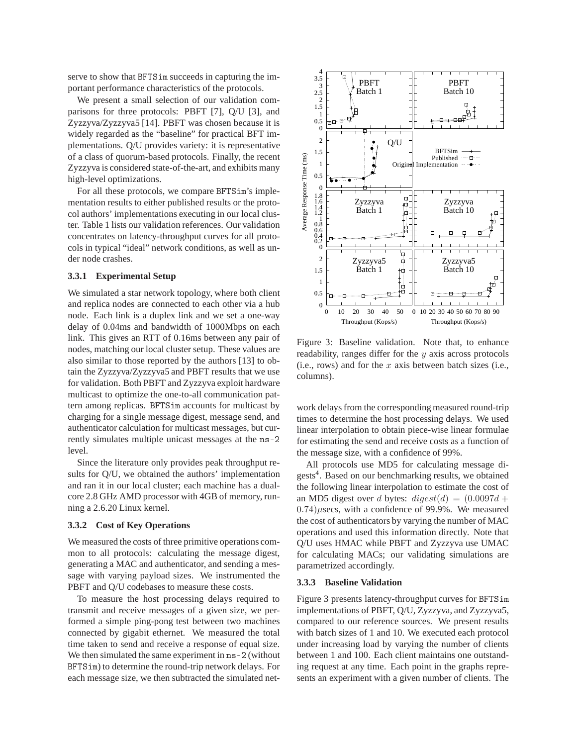serve to show that BFTSim succeeds in capturing the important performance characteristics of the protocols.

We present a small selection of our validation comparisons for three protocols: PBFT [7], Q/U [3], and Zyzzyva/Zyzzyva5 [14]. PBFT was chosen because it is widely regarded as the "baseline" for practical BFT implementations. Q/U provides variety: it is representative of a class of quorum-based protocols. Finally, the recent Zyzzyva is considered state-of-the-art, and exhibits many high-level optimizations.

For all these protocols, we compare BFTSim's implementation results to either published results or the protocol authors' implementations executing in our local cluster. Table 1 lists our validation references. Our validation concentrates on latency-throughput curves for all protocols in typical "ideal" network conditions, as well as under node crashes.

### 3.3.1 Experimental Setup

We simulated a star network topology, where both client and replica nodes are connected to each other via a hub node. Each link is a duplex link and we set a one-way delay of 0.04ms and bandwidth of 1000Mbps on each link. This gives an RTT of 0.16ms between any pair of nodes, matching our local cluster setup. These values are also similar to those reported by the authors [13] to obtain the Zyzzyva/Zyzzyva5 and PBFT results that we use for validation. Both PBFT and Zyzzyva exploit hardware multicast to optimize the one-to-all communication pattern among replicas. BFTSim accounts for multicast by charging for a single message digest, message send, and authenticator calculation for multicast messages, but currently simulates multiple unicast messages at the ns-2 level.

Since the literature only provides peak throughput results for Q/U, we obtained the authors' implementation and ran it in our local cluster; each machine has a dual-core 2.8 GHz AMD processor with 4GB of memory, running a 2.6.20 Linux kernel.

### 3.3.2 Cost of Key Operations

We measured the costs of three primitive operations common to all protocols: calculating the message digest, generating a MAC and authenticator, and sending a message with varying payload sizes. We instrumented the PBFT and Q/U codebases to measure these costs.

To measure the host processing delays required to transmit and receive messages of a given size, we performed a simple ping-pong test between two machines connected by gigabit ethernet. We measured the total time taken to send and receive a response of equal size. We then simulated the same experiment in ns-2 (without BFTSim) to determine the round-trip network delays. For each message size, we then subtracted the simulated network delays from the corresponding measured round-trip times to determine the host processing delays. We used linear interpolation to obtain piece-wise linear formulae for estimating the send and receive costs as a function of the message size, with a confidence of 99%.

All protocols use MD5 for calculating message digests[4]. Based on our benchmarking results, we obtained the following linear interpolation to estimate the cost of an MD5 digest over $d$ bytes: $digest(d) = (0.0097d + 0.74)\mu$secs, with a confidence of 99.9%. We measured the cost of authenticators by varying the number of MAC operations and used this information directly. Note that Q/U uses HMAC while PBFT and Zyzzyva use UMAC for calculating MACs; our validating simulations are parametrized accordingly.

Figure 3: Baseline validation. Note that, to enhance readability, ranges differ for the $y$ axis across protocols (i.e., rows) and for the $x$ axis between batch sizes (i.e., columns).

### 3.3.3 Baseline Validation

Figure 3 presents latency-throughput curves for BFTSim implementations of PBFT, Q/U, Zyzzyva, and Zyzzyva5, compared to our reference sources. We present results with batch sizes of 1 and 10. We executed each protocol under increasing load by varying the number of clients between 1 and 100. Each client maintains one outstanding request at any time. Each point in the graphs represents an experiment with a given number of clients. The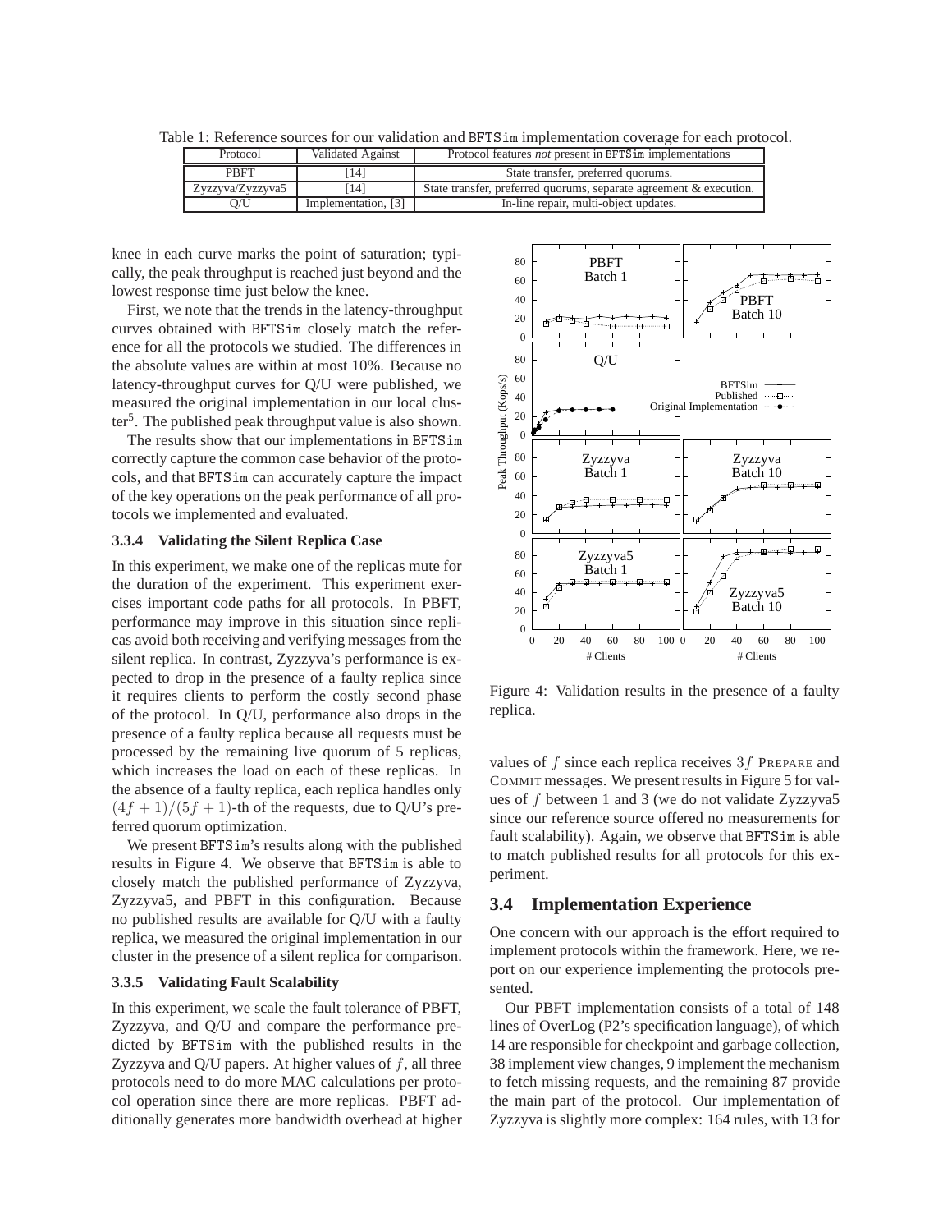Table 1: Reference sources for our validation and BFTSim implementation coverage for each protocol.

| Protocol | Validated Against | Protocol features *not* present in BFTSim implementations |
|---|---|---|
| PBFT | [14] | State transfer, preferred quorums. |
| Zyzzyva/Zyzzyva5 | [14] | State transfer, preferred quorums, separate agreement & execution. |
| Q/U | Implementation, [3] | In-line repair, multi-object updates. |

knee in each curve marks the point of saturation; typically, the peak throughput is reached just beyond and the lowest response time just below the knee.

First, we note that the trends in the latency-throughput curves obtained with BFTSim closely match the reference for all the protocols we studied. The differences in the absolute values are within at most 10%. Because no latency-throughput curves for Q/U were published, we measured the original implementation in our local cluster[5]. The published peak throughput value is also shown.

The results show that our implementations in BFTSim correctly capture the common case behavior of the protocols, and that BFTSim can accurately capture the impact of the key operations on the peak performance of all protocols we implemented and evaluated.

#### 3.3.4 Validating the Silent Replica Case

In this experiment, we make one of the replicas mute for the duration of the experiment. This experiment exercises important code paths for all protocols. In PBFT, performance may improve in this situation since replicas avoid both receiving and verifying messages from the silent replica. In contrast, Zyzzyva's performance is expected to drop in the presence of a faulty replica since it requires clients to perform the costly second phase of the protocol. In Q/U, performance also drops in the presence of a faulty replica because all requests must be processed by the remaining live quorum of 5 replicas, which increases the load on each of these replicas. In the absence of a faulty replica, each replica handles only $(4f+1)/(5f+1)$-th of the requests, due to Q/U's preferred quorum optimization.

We present BFTSim's results along with the published results in Figure 4. We observe that BFTSim is able to closely match the published performance of Zyzzyva, Zyzzyva5, and PBFT in this configuration. Because no published results are available for Q/U with a faulty replica, we measured the original implementation in our cluster in the presence of a silent replica for comparison.

#### 3.3.5 Validating Fault Scalability

In this experiment, we scale the fault tolerance of PBFT, Zyzzyva, and Q/U and compare the performance predicted by BFTSim with the published results in the Zyzzyva and Q/U papers. At higher values of $f$, all three protocols need to do more MAC calculations per protocol operation since there are more replicas. PBFT additionally generates more bandwidth overhead at higher values of $f$ since each replica receives $3f$ PREPARE and COMMIT messages. We present results in Figure 5 for values of $f$ between 1 and 3 (we do not validate Zyzzyva5 since our reference source offered no measurements for fault scalability). Again, we observe that BFTSim is able to match published results for all protocols for this experiment.

Figure 4: Validation results in the presence of a faulty replica.

### 3.4 Implementation Experience

One concern with our approach is the effort required to implement protocols within the framework. Here, we report on our experience implementing the protocols presented.

Our PBFT implementation consists of a total of 148 lines of OverLog (P2's specification language), of which 14 are responsible for checkpoint and garbage collection, 38 implement view changes, 9 implement the mechanism to fetch missing requests, and the remaining 87 provide the main part of the protocol. Our implementation of Zyzzyva is slightly more complex: 164 rules, with 13 for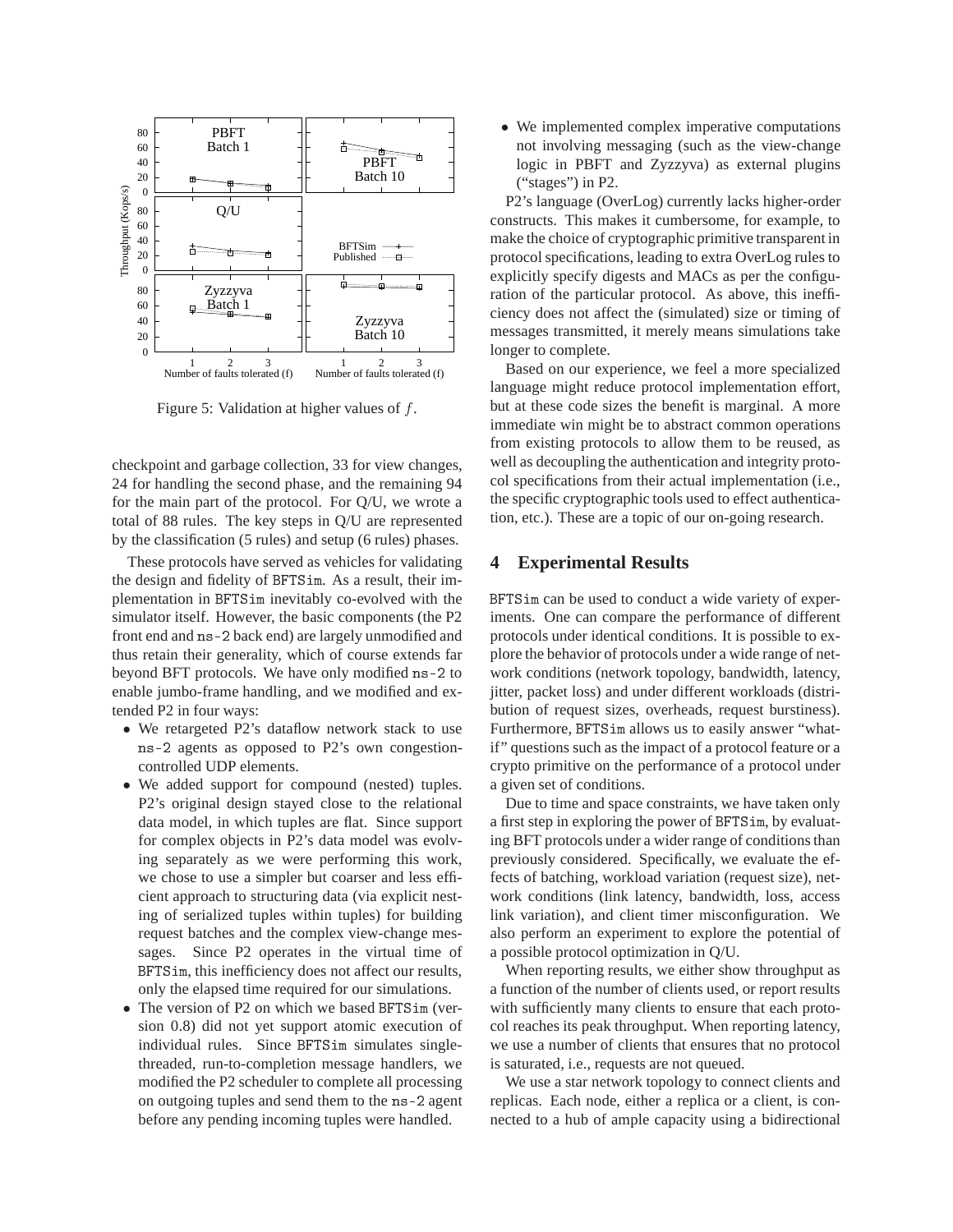Figure 5: Validation at higher values of $f$.

checkpoint and garbage collection, 33 for view changes, 24 for handling the second phase, and the remaining 94 for the main part of the protocol. For Q/U, we wrote a total of 88 rules. The key steps in Q/U are represented by the classification (5 rules) and setup (6 rules) phases.

These protocols have served as vehicles for validating the design and fidelity of BFTSim. As a result, their implementation in BFTSim inevitably co-evolved with the simulator itself. However, the basic components (the P2 front end and ns-2 back end) are largely unmodified and thus retain their generality, which of course extends far beyond BFT protocols. We have only modified ns-2 to enable jumbo-frame handling, and we modified and extended P2 in four ways:

- We retargeted P2's dataflow network stack to use ns-2 agents as opposed to P2's own congestion-controlled UDP elements.
- We added support for compound (nested) tuples. P2's original design stayed close to the relational data model, in which tuples are flat. Since support for complex objects in P2's data model was evolving separately as we were performing this work, we chose to use a simpler but coarser and less efficient approach to structuring data (via explicit nesting of serialized tuples within tuples) for building request batches and the complex view-change messages. Since P2 operates in the virtual time of BFTSim, this inefficiency does not affect our results, only the elapsed time required for our simulations.
- The version of P2 on which we based BFTSim (version 0.8) did not yet support atomic execution of individual rules. Since BFTSim simulates single-threaded, run-to-completion message handlers, we modified the P2 scheduler to complete all processing on outgoing tuples and send them to the ns-2 agent before any pending incoming tuples were handled.
- We implemented complex imperative computations not involving messaging (such as the view-change logic in PBFT and Zyzzyva) as external plugins ("stages") in P2.

P2's language (OverLog) currently lacks higher-order constructs. This makes it cumbersome, for example, to make the choice of cryptographic primitive transparent in protocol specifications, leading to extra OverLog rules to explicitly specify digests and MACs as per the configuration of the particular protocol. As above, this inefficiency does not affect the (simulated) size or timing of messages transmitted, it merely means simulations take longer to complete.

Based on our experience, we feel a more specialized language might reduce protocol implementation effort, but at these code sizes the benefit is marginal. A more immediate win might be to abstract common operations from existing protocols to allow them to be reused, as well as decoupling the authentication and integrity protocol specifications from their actual implementation (i.e., the specific cryptographic tools used to effect authentication, etc.). These are a topic of our on-going research.

## 4 Experimental Results

BFTSim can be used to conduct a wide variety of experiments. One can compare the performance of different protocols under identical conditions. It is possible to explore the behavior of protocols under a wide range of network conditions (network topology, bandwidth, latency, jitter, packet loss) and under different workloads (distribution of request sizes, overheads, request burstiness). Furthermore, BFTSim allows us to easily answer "what-if" questions such as the impact of a protocol feature or a crypto primitive on the performance of a protocol under a given set of conditions.

Due to time and space constraints, we have taken only a first step in exploring the power of BFTSim, by evaluating BFT protocols under a wider range of conditions than previously considered. Specifically, we evaluate the effects of batching, workload variation (request size), network conditions (link latency, bandwidth, loss, access link variation), and client timer misconfiguration. We also perform an experiment to explore the potential of a possible protocol optimization in Q/U.

When reporting results, we either show throughput as a function of the number of clients used, or report results with sufficiently many clients to ensure that each protocol reaches its peak throughput. When reporting latency, we use a number of clients that ensures that no protocol is saturated, i.e., requests are not queued.

We use a star network topology to connect clients and replicas. Each node, either a replica or a client, is connected to a hub of ample capacity using a bidirectional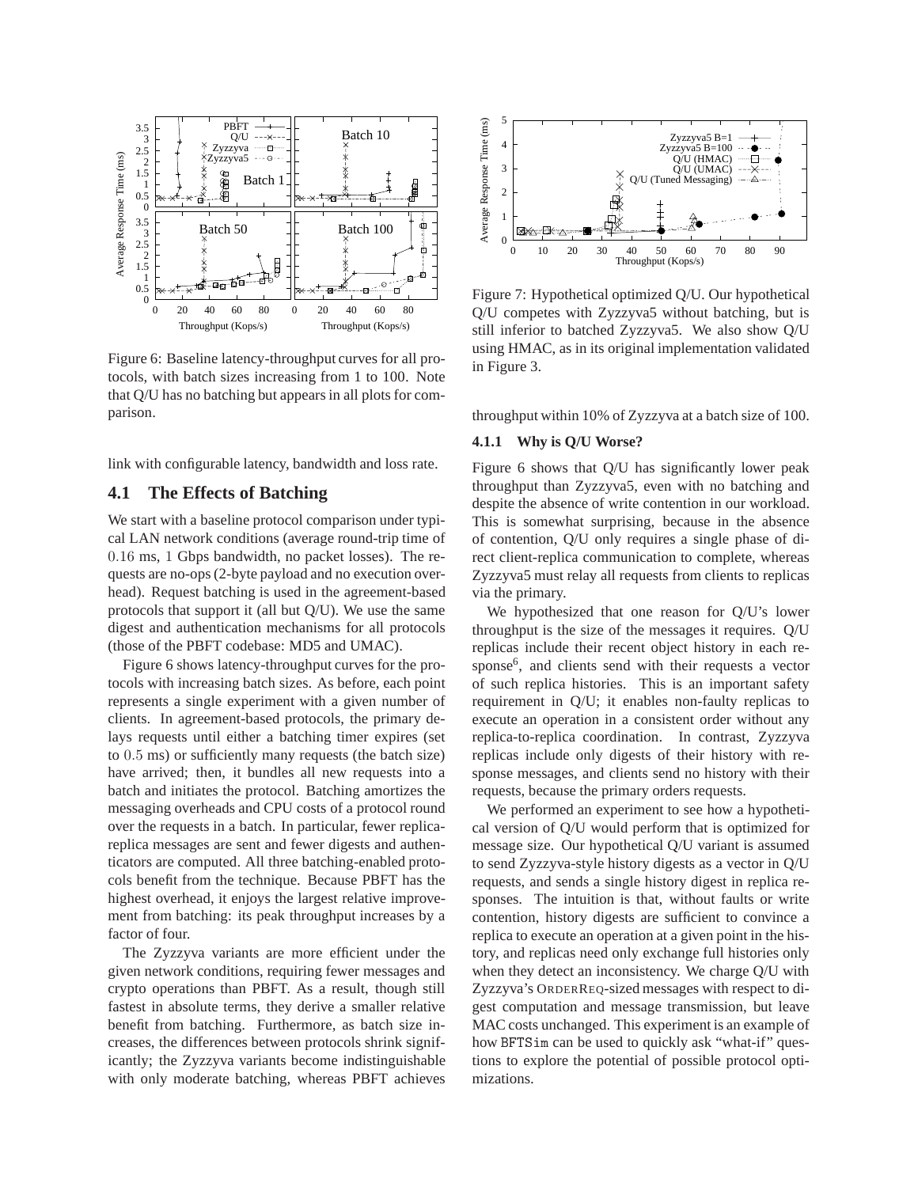Figure 6: Baseline latency-throughput curves for all protocols, with batch sizes increasing from 1 to 100. Note that Q/U has no batching but appears in all plots for comparison.

link with configurable latency, bandwidth and loss rate.

## 4.1 The Effects of Batching

We start with a baseline protocol comparison under typical LAN network conditions (average round-trip time of 0.16 ms, 1 Gbps bandwidth, no packet losses). The requests are no-ops (2-byte payload and no execution overhead). Request batching is used in the agreement-based protocols that support it (all but Q/U). We use the same digest and authentication mechanisms for all protocols (those of the PBFT codebase: MD5 and UMAC).

Figure 6 shows latency-throughput curves for the protocols with increasing batch sizes. As before, each point represents a single experiment with a given number of clients. In agreement-based protocols, the primary delays requests until either a batching timer expires (set to 0.5 ms) or sufficiently many requests (the batch size) have arrived; then, it bundles all new requests into a batch and initiates the protocol. Batching amortizes the messaging overheads and CPU costs of a protocol round over the requests in a batch. In particular, fewer replica-replica messages are sent and fewer digests and authenticators are computed. All three batching-enabled protocols benefit from the technique. Because PBFT has the highest overhead, it enjoys the largest relative improvement from batching: its peak throughput increases by a factor of four.

The Zyzzyva variants are more efficient under the given network conditions, requiring fewer messages and crypto operations than PBFT. As a result, though still fastest in absolute terms, they derive a smaller relative benefit from batching. Furthermore, as batch size increases, the differences between protocols shrink significantly; the Zyzzyva variants become indistinguishable with only moderate batching, whereas PBFT achieves throughput within 10% of Zyzzyva at a batch size of 100.

Figure 7: Hypothetical optimized Q/U. Our hypothetical Q/U competes with Zyzzyva5 without batching, but is still inferior to batched Zyzzyva5. We also show Q/U using HMAC, as in its original implementation validated in Figure 3.

### 4.1.1 Why is Q/U Worse?

Figure 6 shows that Q/U has significantly lower peak throughput than Zyzzyva5, even with no batching and despite the absence of write contention in our workload. This is somewhat surprising, because in the absence of contention, Q/U only requires a single phase of direct client-replica communication to complete, whereas Zyzzyva5 must relay all requests from clients to replicas via the primary.

We hypothesized that one reason for Q/U's lower throughput is the size of the messages it requires. Q/U replicas include their recent object history in each response[6], and clients send with their requests a vector of such replica histories. This is an important safety requirement in Q/U; it enables non-faulty replicas to execute an operation in a consistent order without any replica-to-replica coordination. In contrast, Zyzzyva replicas include only digests of their history with response messages, and clients send no history with their requests, because the primary orders requests.

We performed an experiment to see how a hypothetical version of Q/U would perform that is optimized for message size. Our hypothetical Q/U variant is assumed to send Zyzzyva-style history digests as a vector in Q/U requests, and sends a single history digest in replica responses. The intuition is that, without faults or write contention, history digests are sufficient to convince a replica to execute an operation at a given point in the history, and replicas need only exchange full histories only when they detect an inconsistency. We charge Q/U with Zyzzyva's OrderReq-sized messages with respect to digest computation and message transmission, but leave MAC costs unchanged. This experiment is an example of how `BFTSim` can be used to quickly ask "what-if" questions to explore the potential of possible protocol optimizations.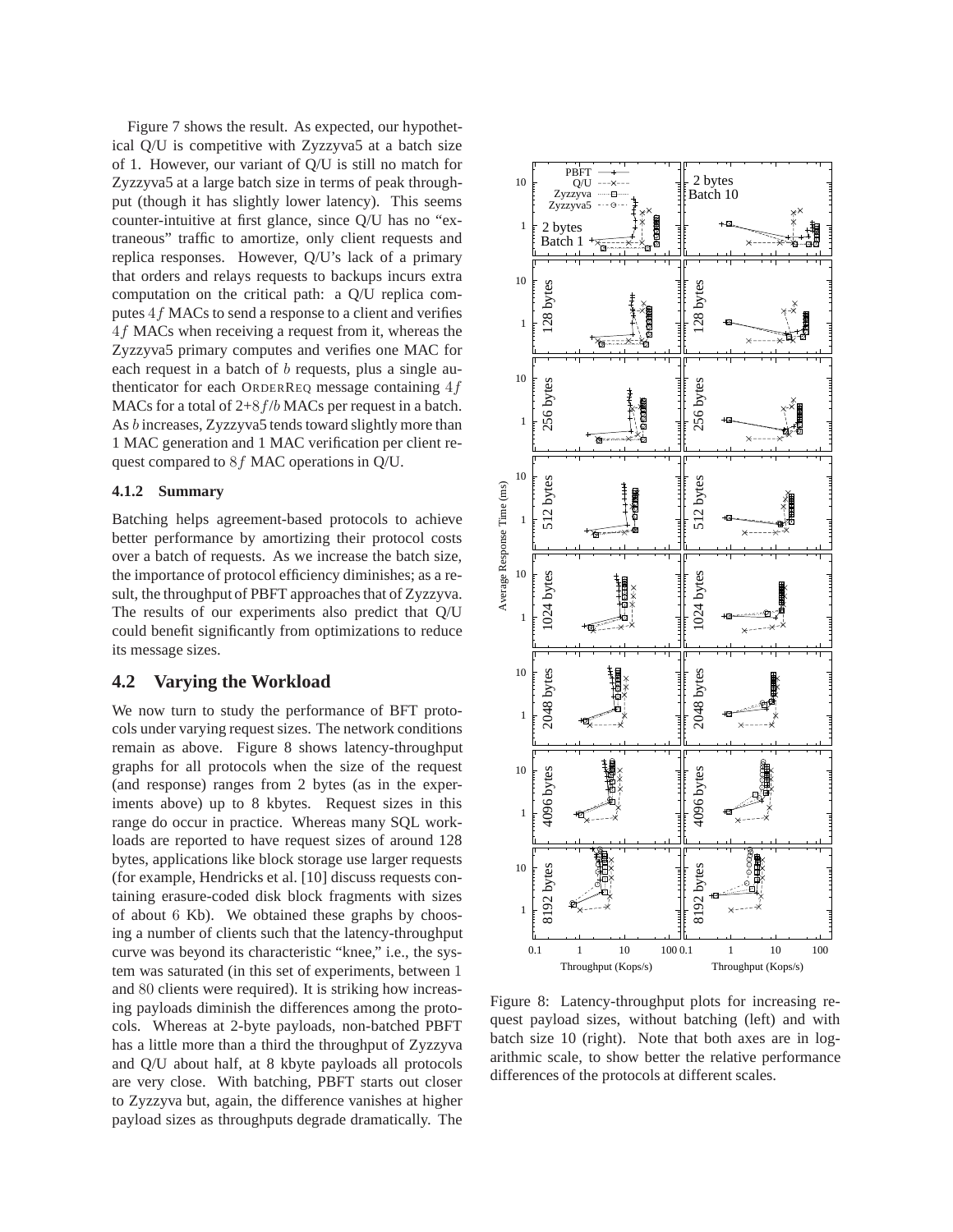Figure 7 shows the result. As expected, our hypothetical Q/U is competitive with Zyzzyva5 at a batch size of 1. However, our variant of Q/U is still no match for Zyzzyva5 at a large batch size in terms of peak throughput (though it has slightly lower latency). This seems counter-intuitive at first glance, since Q/U has no "extraneous" traffic to amortize, only client requests and replica responses. However, Q/U's lack of a primary that orders and relays requests to backups incurs extra computation on the critical path: a Q/U replica computes $4f$ MACs to send a response to a client and verifies $4f$ MACs when receiving a request from it, whereas the Zyzzyva5 primary computes and verifies one MAC for each request in a batch of $b$ requests, plus a single authenticator for each ORDERREQ message containing $4f$ MACs for a total of $2+8f/b$ MACs per request in a batch. As $b$ increases, Zyzzyva5 tends toward slightly more than 1 MAC generation and 1 MAC verification per client request compared to $8f$ MAC operations in Q/U.

#### 4.1.2 Summary

Batching helps agreement-based protocols to achieve better performance by amortizing their protocol costs over a batch of requests. As we increase the batch size, the importance of protocol efficiency diminishes; as a result, the throughput of PBFT approaches that of Zyzzyva. The results of our experiments also predict that Q/U could benefit significantly from optimizations to reduce its message sizes.

### 4.2 Varying the Workload

We now turn to study the performance of BFT protocols under varying request sizes. The network conditions remain as above. Figure 8 shows latency-throughput graphs for all protocols when the size of the request (and response) ranges from 2 bytes (as in the experiments above) up to 8 kbytes. Request sizes in this range do occur in practice. Whereas many SQL workloads are reported to have request sizes of around 128 bytes, applications like block storage use larger requests (for example, Hendricks et al. [10] discuss requests containing erasure-coded disk block fragments with sizes of about 6 Kb). We obtained these graphs by choosing a number of clients such that the latency-throughput curve was beyond its characteristic "knee," i.e., the system was saturated (in this set of experiments, between 1 and 80 clients were required). It is striking how increasing payloads diminish the differences among the protocols. Whereas at 2-byte payloads, non-batched PBFT has a little more than a third the throughput of Zyzzyva and Q/U about half, at 8 kbyte payloads all protocols are very close. With batching, PBFT starts out closer to Zyzzyva but, again, the difference vanishes at higher payload sizes as throughputs degrade dramatically. The

Figure 8: Latency-throughput plots for increasing request payload sizes, without batching (left) and with batch size 10 (right). Note that both axes are in logarithmic scale, to show better the relative performance differences of the protocols at different scales.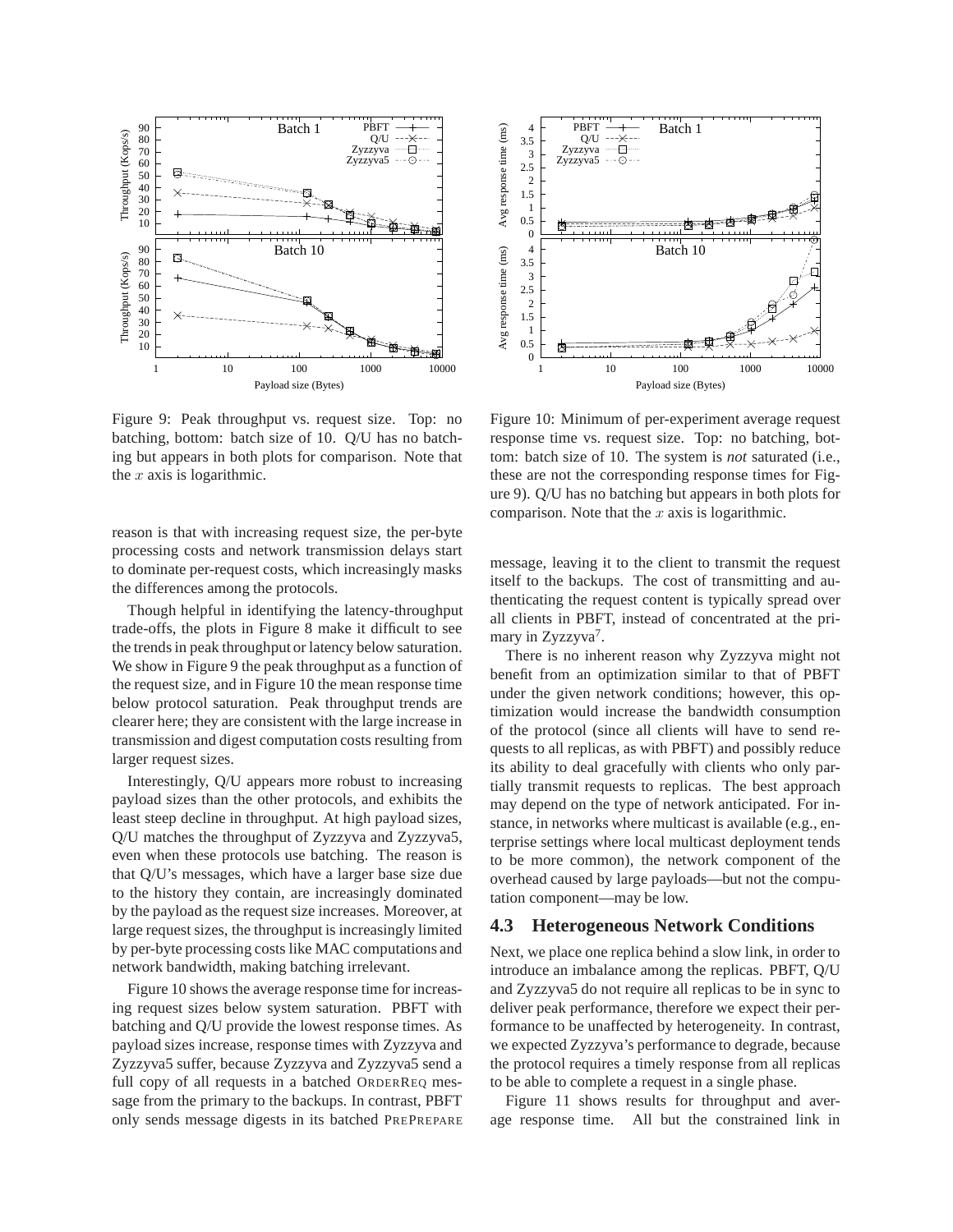Figure 9: Peak throughput vs. request size. Top: no batching, bottom: batch size of 10. Q/U has no batching but appears in both plots for comparison. Note that the $x$ axis is logarithmic.

Figure 10: Minimum of per-experiment average request response time vs. request size. Top: no batching, bottom: batch size of 10. The system is *not* saturated (i.e., these are not the corresponding response times for Figure 9). Q/U has no batching but appears in both plots for comparison. Note that the $x$ axis is logarithmic.

reason is that with increasing request size, the per-byte processing costs and network transmission delays start to dominate per-request costs, which increasingly masks the differences among the protocols.

Though helpful in identifying the latency-throughput trade-offs, the plots in Figure 8 make it difficult to see the trends in peak throughput or latency below saturation. We show in Figure 9 the peak throughput as a function of the request size, and in Figure 10 the mean response time below protocol saturation. Peak throughput trends are clearer here; they are consistent with the large increase in transmission and digest computation costs resulting from larger request sizes.

Interestingly, Q/U appears more robust to increasing payload sizes than the other protocols, and exhibits the least steep decline in throughput. At high payload sizes, Q/U matches the throughput of Zyzzyva and Zyzzyva5, even when these protocols use batching. The reason is that Q/U's messages, which have a larger base size due to the history they contain, are increasingly dominated by the payload as the request size increases. Moreover, at large request sizes, the throughput is increasingly limited by per-byte processing costs like MAC computations and network bandwidth, making batching irrelevant.

Figure 10 shows the average response time for increasing request sizes below system saturation. PBFT with batching and Q/U provide the lowest response times. As payload sizes increase, response times with Zyzzyva and Zyzzyva5 suffer, because Zyzzyva and Zyzzyva5 send a full copy of all requests in a batched ORDERREQ message from the primary to the backups. In contrast, PBFT only sends message digests in its batched PREPREPARE message, leaving it to the client to transmit the request itself to the backups. The cost of transmitting and authenticating the request content is typically spread over all clients in PBFT, instead of concentrated at the primary in Zyzzyva[7].

There is no inherent reason why Zyzzyva might not benefit from an optimization similar to that of PBFT under the given network conditions; however, this optimization would increase the bandwidth consumption of the protocol (since all clients will have to send requests to all replicas, as with PBFT) and possibly reduce its ability to deal gracefully with clients who only partially transmit requests to replicas. The best approach may depend on the type of network anticipated. For instance, in networks where multicast is available (e.g., enterprise settings where local multicast deployment tends to be more common), the network component of the overhead caused by large payloads—but not the computation component—may be low.

## 4.3 Heterogeneous Network Conditions

Next, we place one replica behind a slow link, in order to introduce an imbalance among the replicas. PBFT, Q/U and Zyzzyva5 do not require all replicas to be in sync to deliver peak performance, therefore we expect their performance to be unaffected by heterogeneity. In contrast, we expected Zyzzyva's performance to degrade, because the protocol requires a timely response from all replicas to be able to complete a request in a single phase.

Figure 11 shows results for throughput and average response time. All but the constrained link in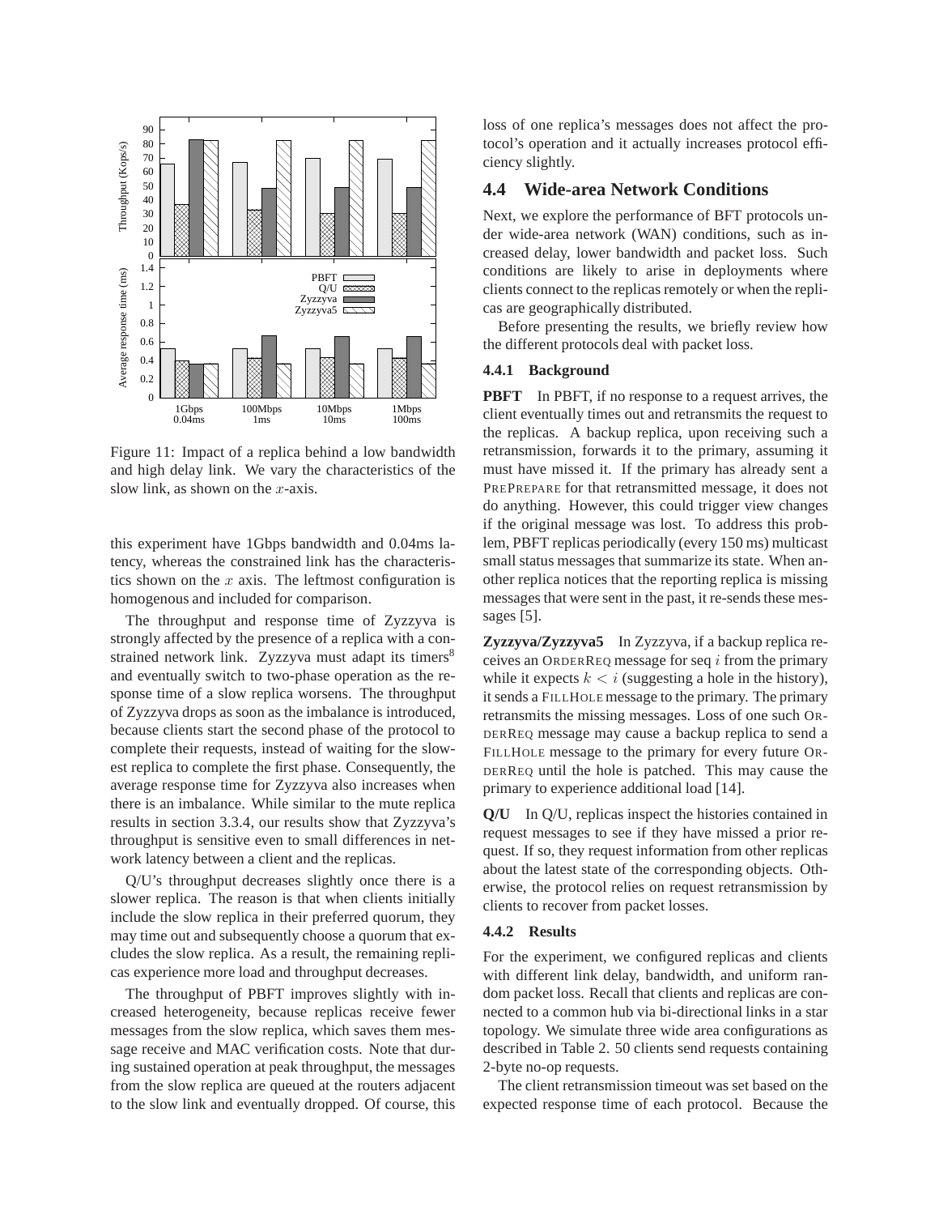Figure 11: Impact of a replica behind a low bandwidth and high delay link. We vary the characteristics of the slow link, as shown on the $x$-axis.

this experiment have 1Gbps bandwidth and 0.04ms latency, whereas the constrained link has the characteristics shown on the $x$ axis. The leftmost configuration is homogenous and included for comparison.

The throughput and response time of Zyzzyva is strongly affected by the presence of a replica with a constrained network link. Zyzzyva must adapt its timers[8] and eventually switch to two-phase operation as the response time of a slow replica worsens. The throughput of Zyzzyva drops as soon as the imbalance is introduced, because clients start the second phase of the protocol to complete their requests, instead of waiting for the slowest replica to complete the first phase. Consequently, the average response time for Zyzzyva also increases when there is an imbalance. While similar to the mute replica results in section 3.3.4, our results show that Zyzzyva's throughput is sensitive even to small differences in network latency between a client and the replicas.

Q/U's throughput decreases slightly once there is a slower replica. The reason is that when clients initially include the slow replica in their preferred quorum, they may time out and subsequently choose a quorum that excludes the slow replica. As a result, the remaining replicas experience more load and throughput decreases.

The throughput of PBFT improves slightly with increased heterogeneity, because replicas receive fewer messages from the slow replica, which saves them message receive and MAC verification costs. Note that during sustained operation at peak throughput, the messages from the slow replica are queued at the routers adjacent to the slow link and eventually dropped. Of course, this loss of one replica's messages does not affect the protocol's operation and it actually increases protocol efficiency slightly.

## 4.4 Wide-area Network Conditions

Next, we explore the performance of BFT protocols under wide-area network (WAN) conditions, such as increased delay, lower bandwidth and packet loss. Such conditions are likely to arise in deployments where clients connect to the replicas remotely or when the replicas are geographically distributed.

Before presenting the results, we briefly review how the different protocols deal with packet loss.

### 4.4.1 Background

**PBFT** In PBFT, if no response to a request arrives, the client eventually times out and retransmits the request to the replicas. A backup replica, upon receiving such a retransmission, forwards it to the primary, assuming it must have missed it. If the primary has already sent a PrePrepare for that retransmitted message, it does not do anything. However, this could trigger view changes if the original message was lost. To address this problem, PBFT replicas periodically (every 150 ms) multicast small status messages that summarize its state. When another replica notices that the reporting replica is missing messages that were sent in the past, it re-sends these messages [5].

**Zyzzyva/Zyzzyva5** In Zyzzyva, if a backup replica receives an OrderReq message for seq $i$ from the primary while it expects $k < i$ (suggesting a hole in the history), it sends a FillHole message to the primary. The primary retransmits the missing messages. Loss of one such OrderReq message may cause a backup replica to send a FillHole message to the primary for every future OrderReq until the hole is patched. This may cause the primary to experience additional load [14].

**Q/U** In Q/U, replicas inspect the histories contained in request messages to see if they have missed a prior request. If so, they request information from other replicas about the latest state of the corresponding objects. Otherwise, the protocol relies on request retransmission by clients to recover from packet losses.

### 4.4.2 Results

For the experiment, we configured replicas and clients with different link delay, bandwidth, and uniform random packet loss. Recall that clients and replicas are connected to a common hub via bi-directional links in a star topology. We simulate three wide area configurations as described in Table 2. 50 clients send requests containing 2-byte no-op requests.

The client retransmission timeout was set based on the expected response time of each protocol. Because the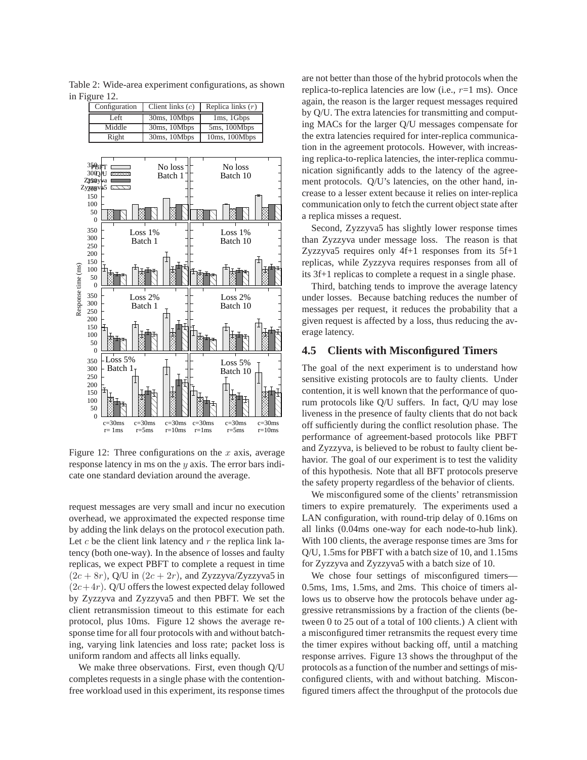Table 2: Wide-area experiment configurations, as shown in Figure 12.

| Configuration | Client links ($c$) | Replica links ($r$) |
|---|---|---|
| Left | 30ms, 10Mbps | 1ms, 1Gbps |
| Middle | 30ms, 10Mbps | 5ms, 100Mbps |
| Right | 30ms, 10Mbps | 10ms, 100Mbps |

Figure 12: Three configurations on the $x$ axis, average response latency in ms on the $y$ axis. The error bars indicate one standard deviation around the average.

request messages are very small and incur no execution overhead, we approximated the expected response time by adding the link delays on the protocol execution path. Let $c$ be the client link latency and $r$ the replica link latency (both one-way). In the absence of losses and faulty replicas, we expect PBFT to complete a request in time $(2c + 8r)$, Q/U in $(2c + 2r)$, and Zyzzyva/Zyzzyva5 in $(2c+4r)$. Q/U offers the lowest expected delay followed by Zyzzyva and Zyzzyva5 and then PBFT. We set the client retransmission timeout to this estimate for each protocol, plus 10ms. Figure 12 shows the average response time for all four protocols with and without batching, varying link latencies and loss rate; packet loss is uniform random and affects all links equally.

We make three observations. First, even though Q/U completes requests in a single phase with the contention-free workload used in this experiment, its response times are not better than those of the hybrid protocols when the replica-to-replica latencies are low (i.e., $r$=1 ms). Once again, the reason is the larger request messages required by Q/U. The extra latencies for transmitting and computing MACs for the larger Q/U messages compensate for the extra latencies required for inter-replica communication in the agreement protocols. However, with increasing replica-to-replica latencies, the inter-replica communication significantly adds to the latency of the agreement protocols. Q/U's latencies, on the other hand, increase to a lesser extent because it relies on inter-replica communication only to fetch the current object state after a replica misses a request.

Second, Zyzzyva5 has slightly lower response times than Zyzzyva under message loss. The reason is that Zyzzyva5 requires only 4f+1 responses from its 5f+1 replicas, while Zyzzyva requires responses from all of its 3f+1 replicas to complete a request in a single phase.

Third, batching tends to improve the average latency under losses. Because batching reduces the number of messages per request, it reduces the probability that a given request is affected by a loss, thus reducing the average latency.

## 4.5 Clients with Misconfigured Timers

The goal of the next experiment is to understand how sensitive existing protocols are to faulty clients. Under contention, it is well known that the performance of quorum protocols like Q/U suffers. In fact, Q/U may lose liveness in the presence of faulty clients that do not back off sufficiently during the conflict resolution phase. The performance of agreement-based protocols like PBFT and Zyzzyva, is believed to be robust to faulty client behavior. The goal of our experiment is to test the validity of this hypothesis. Note that all BFT protocols preserve the safety property regardless of the behavior of clients.

We misconfigured some of the clients' retransmission timers to expire prematurely. The experiments used a LAN configuration, with round-trip delay of 0.16ms on all links (0.04ms one-way for each node-to-hub link). With 100 clients, the average response times are 3ms for Q/U, 1.5ms for PBFT with a batch size of 10, and 1.15ms for Zyzzyva and Zyzzyva5 with a batch size of 10.

We chose four settings of misconfigured timers—0.5ms, 1ms, 1.5ms, and 2ms. This choice of timers allows us to observe how the protocols behave under aggressive retransmissions by a fraction of the clients (between 0 to 25 out of a total of 100 clients.) A client with a misconfigured timer retransmits the request every time the timer expires without backing off, until a matching response arrives. Figure 13 shows the throughput of the protocols as a function of the number and settings of misconfigured clients, with and without batching. Misconfigured timers affect the throughput of the protocols due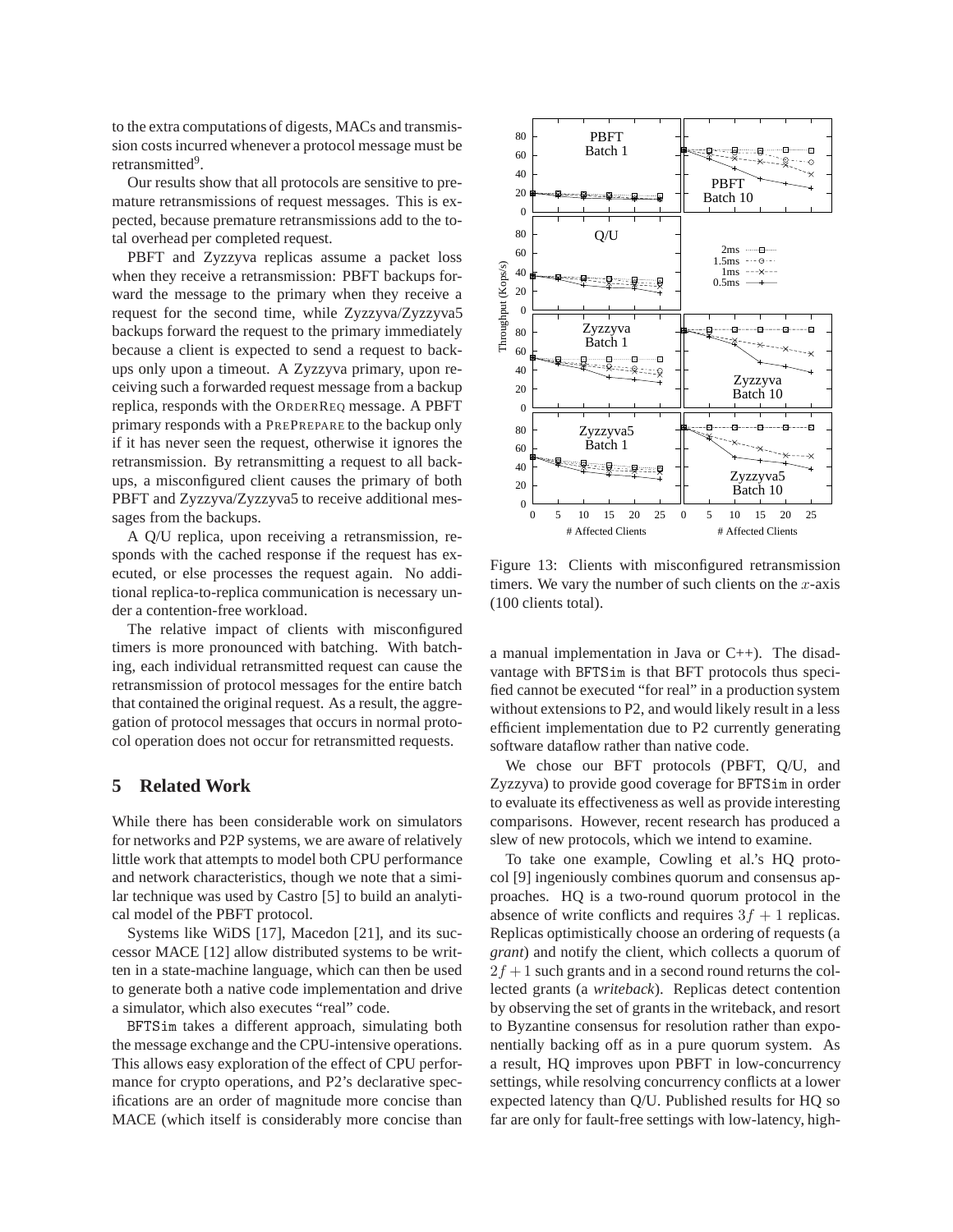to the extra computations of digests, MACs and transmission costs incurred whenever a protocol message must be retransmitted[9].

Our results show that all protocols are sensitive to premature retransmissions of request messages. This is expected, because premature retransmissions add to the total overhead per completed request.

PBFT and Zyzzyva replicas assume a packet loss when they receive a retransmission: PBFT backups forward the message to the primary when they receive a request for the second time, while Zyzzyva/Zyzzyva5 backups forward the request to the primary immediately because a client is expected to send a request to backups only upon a timeout. A Zyzzyva primary, upon receiving such a forwarded request message from a backup replica, responds with the ORDERREQ message. A PBFT primary responds with a PREPREPARE to the backup only if it has never seen the request, otherwise it ignores the retransmission. By retransmitting a request to all backups, a misconfigured client causes the primary of both PBFT and Zyzzyva/Zyzzyva5 to receive additional messages from the backups.

A Q/U replica, upon receiving a retransmission, responds with the cached response if the request has executed, or else processes the request again. No additional replica-to-replica communication is necessary under a contention-free workload.

The relative impact of clients with misconfigured timers is more pronounced with batching. With batching, each individual retransmitted request can cause the retransmission of protocol messages for the entire batch that contained the original request. As a result, the aggregation of protocol messages that occurs in normal protocol operation does not occur for retransmitted requests.

Figure 13: Clients with misconfigured retransmission timers. We vary the number of such clients on the $x$-axis (100 clients total).

## 5 Related Work

While there has been considerable work on simulators for networks and P2P systems, we are aware of relatively little work that attempts to model both CPU performance and network characteristics, though we note that a similar technique was used by Castro [5] to build an analytical model of the PBFT protocol.

Systems like WiDS [17], Macedon [21], and its successor MACE [12] allow distributed systems to be written in a state-machine language, which can then be used to generate both a native code implementation and drive a simulator, which also executes "real" code.

BFTSim takes a different approach, simulating both the message exchange and the CPU-intensive operations. This allows easy exploration of the effect of CPU performance for crypto operations, and P2's declarative specifications are an order of magnitude more concise than MACE (which itself is considerably more concise than a manual implementation in Java or C++). The disadvantage with BFTSim is that BFT protocols thus specified cannot be executed "for real" in a production system without extensions to P2, and would likely result in a less efficient implementation due to P2 currently generating software dataflow rather than native code.

We chose our BFT protocols (PBFT, Q/U, and Zyzzyva) to provide good coverage for BFTSim in order to evaluate its effectiveness as well as provide interesting comparisons. However, recent research has produced a slew of new protocols, which we intend to examine.

To take one example, Cowling et al.'s HQ protocol [9] ingeniously combines quorum and consensus approaches. HQ is a two-round quorum protocol in the absence of write conflicts and requires $3f + 1$ replicas. Replicas optimistically choose an ordering of requests (a *grant*) and notify the client, which collects a quorum of $2f + 1$ such grants and in a second round returns the collected grants (a *writeback*). Replicas detect contention by observing the set of grants in the writeback, and resort to Byzantine consensus for resolution rather than exponentially backing off as in a pure quorum system. As a result, HQ improves upon PBFT in low-concurrency settings, while resolving concurrency conflicts at a lower expected latency than Q/U. Published results for HQ so far are only for fault-free settings with low-latency, high-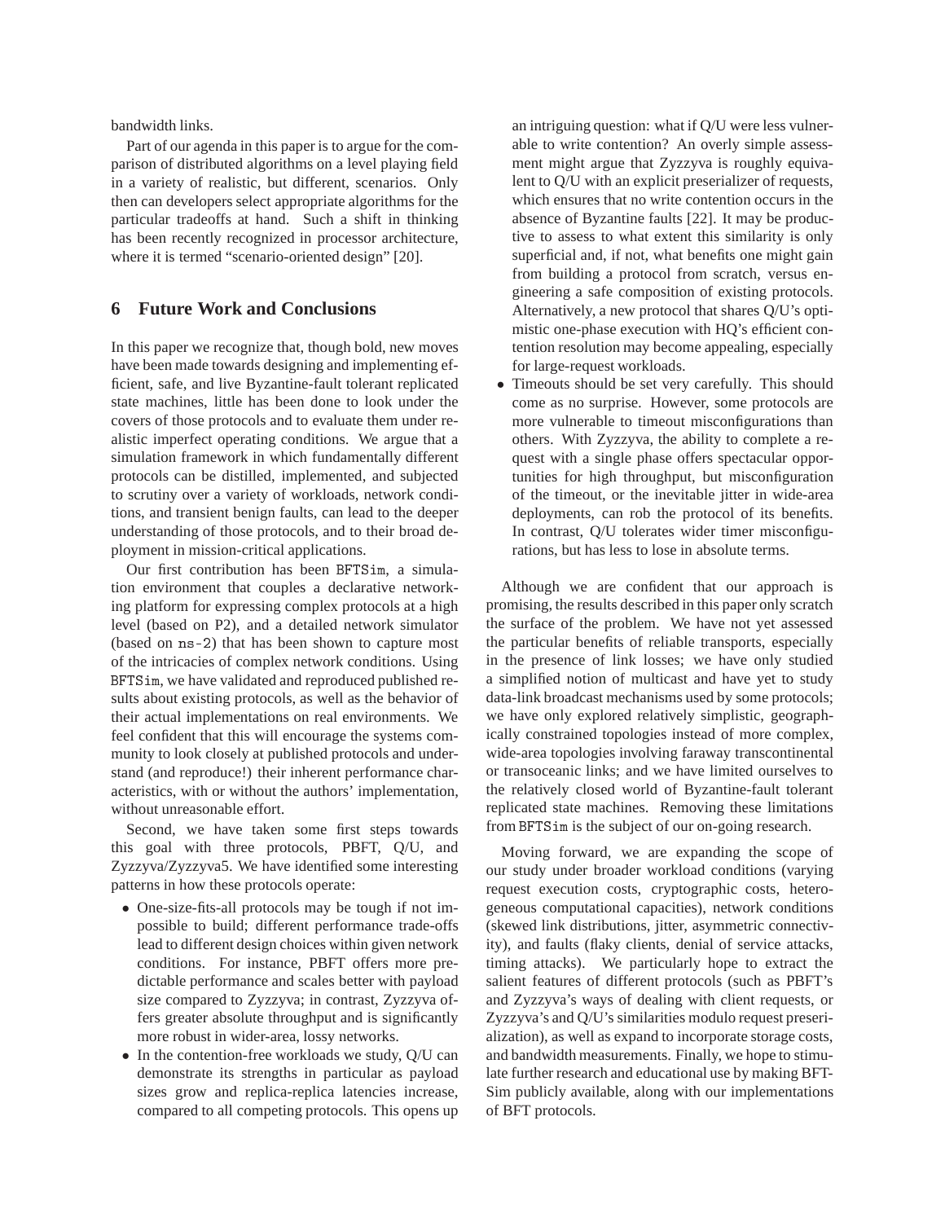bandwidth links.

Part of our agenda in this paper is to argue for the comparison of distributed algorithms on a level playing field in a variety of realistic, but different, scenarios. Only then can developers select appropriate algorithms for the particular tradeoffs at hand. Such a shift in thinking has been recently recognized in processor architecture, where it is termed "scenario-oriented design" [20].

## 6 Future Work and Conclusions

In this paper we recognize that, though bold, new moves have been made towards designing and implementing efficient, safe, and live Byzantine-fault tolerant replicated state machines, little has been done to look under the covers of those protocols and to evaluate them under realistic imperfect operating conditions. We argue that a simulation framework in which fundamentally different protocols can be distilled, implemented, and subjected to scrutiny over a variety of workloads, network conditions, and transient benign faults, can lead to the deeper understanding of those protocols, and to their broad deployment in mission-critical applications.

Our first contribution has been `BFTSim`, a simulation environment that couples a declarative networking platform for expressing complex protocols at a high level (based on P2), and a detailed network simulator (based on `ns-2`) that has been shown to capture most of the intricacies of complex network conditions. Using `BFTSim`, we have validated and reproduced published results about existing protocols, as well as the behavior of their actual implementations on real environments. We feel confident that this will encourage the systems community to look closely at published protocols and understand (and reproduce!) their inherent performance characteristics, with or without the authors' implementation, without unreasonable effort.

Second, we have taken some first steps towards this goal with three protocols, PBFT, Q/U, and Zyzzyva/Zyzzyva5. We have identified some interesting patterns in how these protocols operate:

- One-size-fits-all protocols may be tough if not impossible to build; different performance trade-offs lead to different design choices within given network conditions. For instance, PBFT offers more predictable performance and scales better with payload size compared to Zyzzyva; in contrast, Zyzzyva offers greater absolute throughput and is significantly more robust in wider-area, lossy networks.
- In the contention-free workloads we study, Q/U can demonstrate its strengths in particular as payload sizes grow and replica-replica latencies increase, compared to all competing protocols. This opens up an intriguing question: what if Q/U were less vulnerable to write contention? An overly simple assessment might argue that Zyzzyva is roughly equivalent to Q/U with an explicit preserializer of requests, which ensures that no write contention occurs in the absence of Byzantine faults [22]. It may be productive to assess to what extent this similarity is only superficial and, if not, what benefits one might gain from building a protocol from scratch, versus engineering a safe composition of existing protocols. Alternatively, a new protocol that shares Q/U's optimistic one-phase execution with HQ's efficient contention resolution may become appealing, especially for large-request workloads.
- Timeouts should be set very carefully. This should come as no surprise. However, some protocols are more vulnerable to timeout misconfigurations than others. With Zyzzyva, the ability to complete a request with a single phase offers spectacular opportunities for high throughput, but misconfiguration of the timeout, or the inevitable jitter in wide-area deployments, can rob the protocol of its benefits. In contrast, Q/U tolerates wider timer misconfigurations, but has less to lose in absolute terms.

Although we are confident that our approach is promising, the results described in this paper only scratch the surface of the problem. We have not yet assessed the particular benefits of reliable transports, especially in the presence of link losses; we have only studied a simplified notion of multicast and have yet to study data-link broadcast mechanisms used by some protocols; we have only explored relatively simplistic, geographically constrained topologies instead of more complex, wide-area topologies involving faraway transcontinental or transoceanic links; and we have limited ourselves to the relatively closed world of Byzantine-fault tolerant replicated state machines. Removing these limitations from `BFTSim` is the subject of our on-going research.

Moving forward, we are expanding the scope of our study under broader workload conditions (varying request execution costs, cryptographic costs, heterogeneous computational capacities), network conditions (skewed link distributions, jitter, asymmetric connectivity), and faults (flaky clients, denial of service attacks, timing attacks). We particularly hope to extract the salient features of different protocols (such as PBFT's and Zyzzyva's ways of dealing with client requests, or Zyzzyva's and Q/U's similarities modulo request preserialization), as well as expand to incorporate storage costs, and bandwidth measurements. Finally, we hope to stimulate further research and educational use by making BFTSim publicly available, along with our implementations of BFT protocols.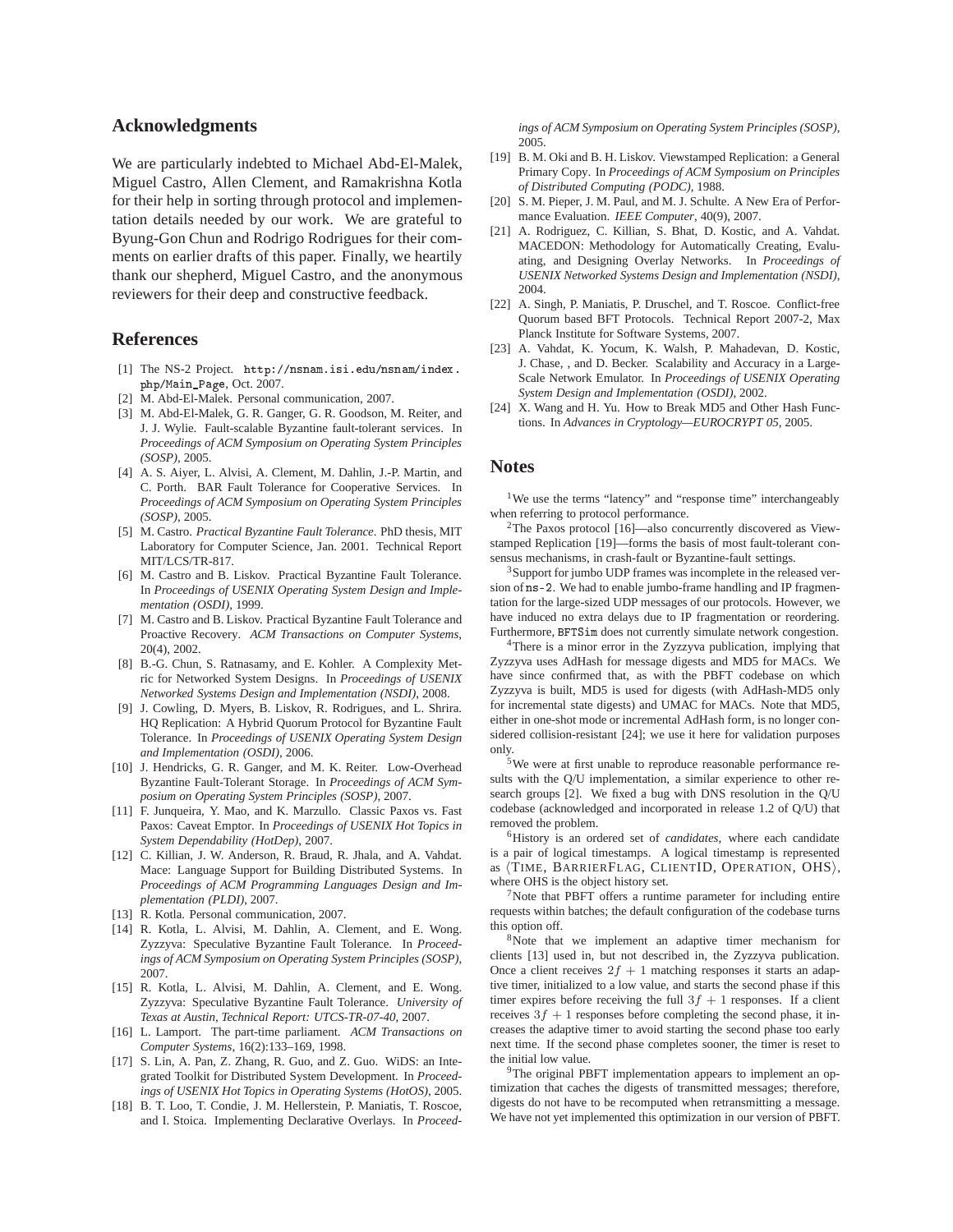## Acknowledgments

We are particularly indebted to Michael Abd-El-Malek, Miguel Castro, Allen Clement, and Ramakrishna Kotla for their help in sorting through protocol and implementation details needed by our work. We are grateful to Byung-Gon Chun and Rodrigo Rodrigues for their comments on earlier drafts of this paper. Finally, we heartily thank our shepherd, Miguel Castro, and the anonymous reviewers for their deep and constructive feedback.

## References

[1] The NS-2 Project. `http://nsnam.isi.edu/nsnam/index.php/Main_Page`, Oct. 2007.

[2] M. Abd-El-Malek. Personal communication, 2007.

[3] M. Abd-El-Malek, G. R. Ganger, G. R. Goodson, M. Reiter, and J. J. Wylie. Fault-scalable Byzantine fault-tolerant services. In *Proceedings of ACM Symposium on Operating System Principles (SOSP)*, 2005.

[4] A. S. Aiyer, L. Alvisi, A. Clement, M. Dahlin, J.-P. Martin, and C. Porth. BAR Fault Tolerance for Cooperative Services. In *Proceedings of ACM Symposium on Operating System Principles (SOSP)*, 2005.

[5] M. Castro. *Practical Byzantine Fault Tolerance*. PhD thesis, MIT Laboratory for Computer Science, Jan. 2001. Technical Report MIT/LCS/TR-817.

[6] M. Castro and B. Liskov. Practical Byzantine Fault Tolerance. In *Proceedings of USENIX Operating System Design and Implementation (OSDI)*, 1999.

[7] M. Castro and B. Liskov. Practical Byzantine Fault Tolerance and Proactive Recovery. *ACM Transactions on Computer Systems*, 20(4), 2002.

[8] B.-G. Chun, S. Ratnasamy, and E. Kohler. A Complexity Metric for Networked System Designs. In *Proceedings of USENIX Networked Systems Design and Implementation (NSDI)*, 2008.

[9] J. Cowling, D. Myers, B. Liskov, R. Rodrigues, and L. Shrira. HQ Replication: A Hybrid Quorum Protocol for Byzantine Fault Tolerance. In *Proceedings of USENIX Operating System Design and Implementation (OSDI)*, 2006.

[10] J. Hendricks, G. R. Ganger, and M. K. Reiter. Low-Overhead Byzantine Fault-Tolerant Storage. In *Proceedings of ACM Symposium on Operating System Principles (SOSP)*, 2007.

[11] F. Junqueira, Y. Mao, and K. Marzullo. Classic Paxos vs. Fast Paxos: Caveat Emptor. In *Proceedings of USENIX Hot Topics in System Dependability (HotDep)*, 2007.

[12] C. Killian, J. W. Anderson, R. Braud, R. Jhala, and A. Vahdat. Mace: Language Support for Building Distributed Systems. In *Proceedings of ACM Programming Languages Design and Implementation (PLDI)*, 2007.

[13] R. Kotla. Personal communication, 2007.

[14] R. Kotla, L. Alvisi, M. Dahlin, A. Clement, and E. Wong. Zyzzyva: Speculative Byzantine Fault Tolerance. In *Proceedings of ACM Symposium on Operating System Principles (SOSP)*, 2007.

[15] R. Kotla, L. Alvisi, M. Dahlin, A. Clement, and E. Wong. Zyzzyva: Speculative Byzantine Fault Tolerance. *University of Texas at Austin, Technical Report: UTCS-TR-07-40*, 2007.

[16] L. Lamport. The part-time parliament. *ACM Transactions on Computer Systems*, 16(2):133–169, 1998.

[17] S. Lin, A. Pan, Z. Zhang, R. Guo, and Z. Guo. WiDS: an Integrated Toolkit for Distributed System Development. In *Proceedings of USENIX Hot Topics in Operating Systems (HotOS)*, 2005.

[18] B. T. Loo, T. Condie, J. M. Hellerstein, P. Maniatis, T. Roscoe, and I. Stoica. Implementing Declarative Overlays. In *Proceedings of ACM Symposium on Operating System Principles (SOSP)*, 2005.

[19] B. M. Oki and B. H. Liskov. Viewstamped Replication: a General Primary Copy. In *Proceedings of ACM Symposium on Principles of Distributed Computing (PODC)*, 1988.

[20] S. M. Pieper, J. M. Paul, and M. J. Schulte. A New Era of Performance Evaluation. *IEEE Computer*, 40(9), 2007.

[21] A. Rodriguez, C. Killian, S. Bhat, D. Kostic, and A. Vahdat. MACEDON: Methodology for Automatically Creating, Evaluating, and Designing Overlay Networks. In *Proceedings of USENIX Networked Systems Design and Implementation (NSDI)*, 2004.

[22] A. Singh, P. Maniatis, P. Druschel, and T. Roscoe. Conflict-free Quorum based BFT Protocols. Technical Report 2007-2, Max Planck Institute for Software Systems, 2007.

[23] A. Vahdat, K. Yocum, K. Walsh, P. Mahadevan, D. Kostic, J. Chase, , and D. Becker. Scalability and Accuracy in a Large-Scale Network Emulator. In *Proceedings of USENIX Operating System Design and Implementation (OSDI)*, 2002.

[24] X. Wang and H. Yu. How to Break MD5 and Other Hash Functions. In *Advances in Cryptology—EUROCRYPT 05*, 2005.

## Notes

[1] We use the terms "latency" and "response time" interchangeably when referring to protocol performance.

[2] The Paxos protocol [16]—also concurrently discovered as Viewstamped Replication [19]—forms the basis of most fault-tolerant consensus mechanisms, in crash-fault or Byzantine-fault settings.

[3] Support for jumbo UDP frames was incomplete in the released version of `ns-2`. We had to enable jumbo-frame handling and IP fragmentation for the large-sized UDP messages of our protocols. However, we have induced no extra delays due to IP fragmentation or reordering. Furthermore, `BFTSim` does not currently simulate network congestion.

[4] There is a minor error in the Zyzzyva publication, implying that Zyzzyva uses AdHash for message digests and MD5 for MACs. We have since confirmed that, as with the PBFT codebase on which Zyzzyva is built, MD5 is used for digests (with AdHash-MD5 only for incremental state digests) and UMAC for MACs. Note that MD5, either in one-shot mode or incremental AdHash form, is no longer considered collision-resistant [24]; we use it here for validation purposes only.

[5] We were at first unable to reproduce reasonable performance results with the Q/U implementation, a similar experience to other research groups [2]. We fixed a bug with DNS resolution in the Q/U codebase (acknowledged and incorporated in release 1.2 of Q/U) that removed the problem.

[6] History is an ordered set of *candidates*, where each candidate is a pair of logical timestamps. A logical timestamp is represented as $\langle$TIME, BARRIERFLAG, CLIENTID, OPERATION, OHS$\rangle$, where OHS is the object history set.

[7] Note that PBFT offers a runtime parameter for including entire requests within batches; the default configuration of the codebase turns this option off.

[8] Note that we implement an adaptive timer mechanism for clients [13] used in, but not described in, the Zyzzyva publication. Once a client receives $2f + 1$ matching responses it starts an adaptive timer, initialized to a low value, and starts the second phase if this timer expires before receiving the full $3f + 1$ responses. If a client receives $3f + 1$ responses before completing the second phase, it increases the adaptive timer to avoid starting the second phase too early next time. If the second phase completes sooner, the timer is reset to the initial low value.

[9] The original PBFT implementation appears to implement an optimization that caches the digests of transmitted messages; therefore, digests do not have to be recomputed when retransmitting a message. We have not yet implemented this optimization in our version of PBFT.